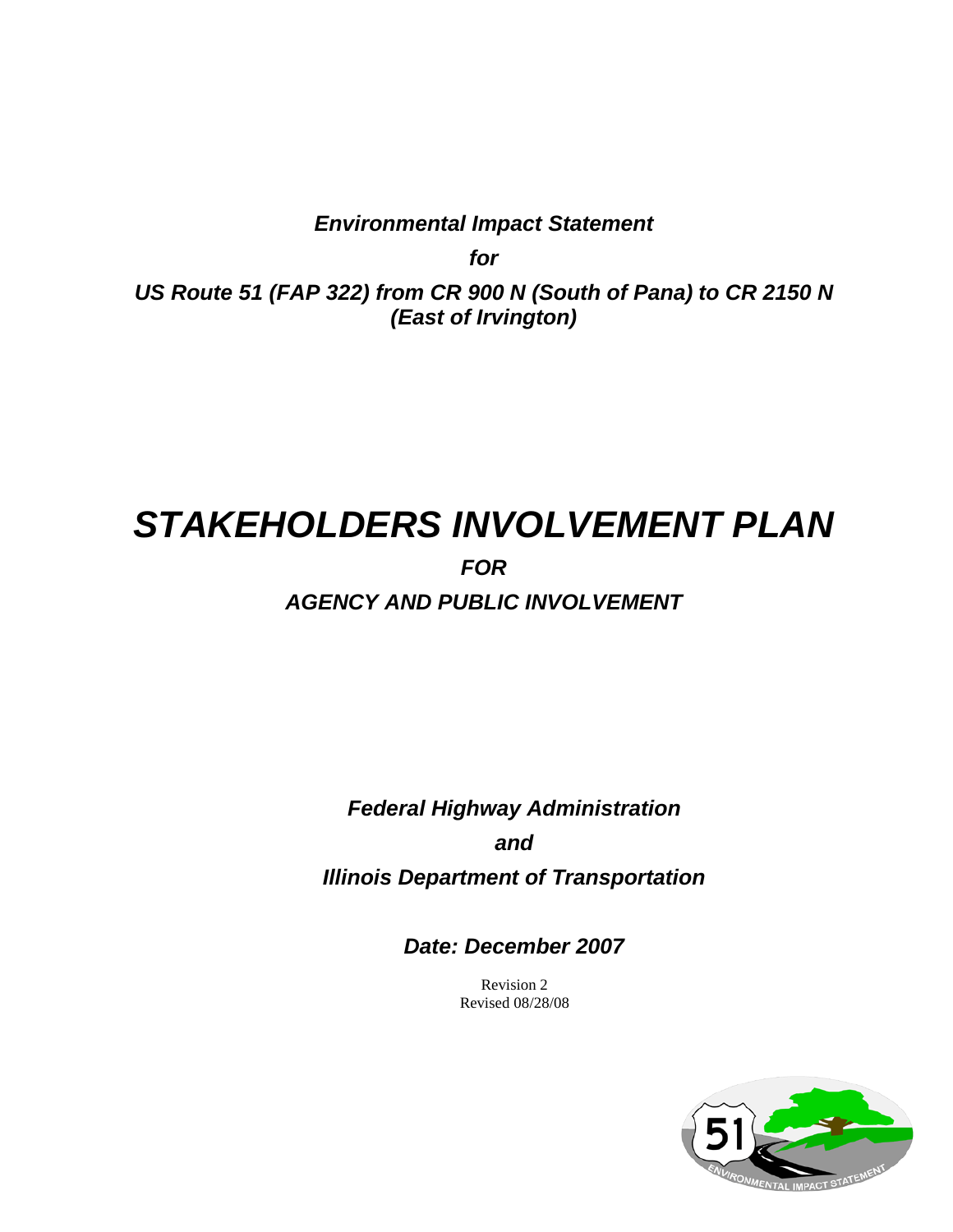*Environmental Impact Statement*

*for*

*US Route 51 (FAP 322) from CR 900 N (South of Pana) to CR 2150 N (East of Irvington)*

# *STAKEHOLDERS INVOLVEMENT PLAN*

## *FOR*

## *AGENCY AND PUBLIC INVOLVEMENT*

***Federal Highway Administration***

***and***

***Illinois Department of Transportation***

***Date: December 2007***

Revision 2
Revised 08/28/08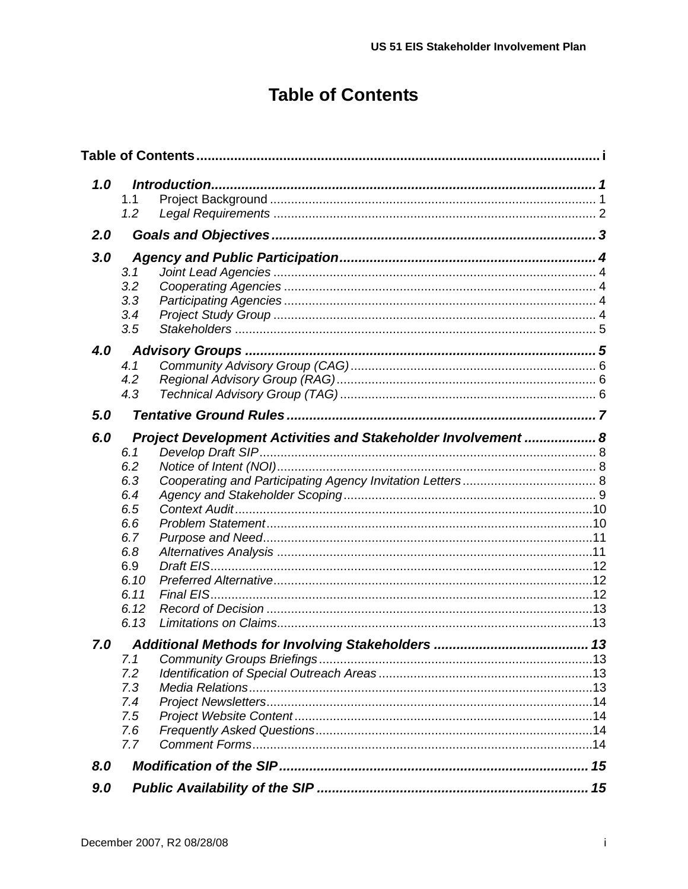# Table of Contents

**Table of Contents** ..... i

**1.0 Introduction** ..... 1
- 1.1 Project Background ..... 1
- 1.2 Legal Requirements ..... 2

**2.0 Goals and Objectives** ..... 3

**3.0 Agency and Public Participation** ..... 4
- 3.1 Joint Lead Agencies ..... 4
- 3.2 Cooperating Agencies ..... 4
- 3.3 Participating Agencies ..... 4
- 3.4 Project Study Group ..... 4
- 3.5 Stakeholders ..... 5

**4.0 Advisory Groups** ..... 5
- 4.1 Community Advisory Group (CAG) ..... 6
- 4.2 Regional Advisory Group (RAG) ..... 6
- 4.3 Technical Advisory Group (TAG) ..... 6

**5.0 Tentative Ground Rules** ..... 7

**6.0 Project Development Activities and Stakeholder Involvement** ..... 8
- 6.1 Develop Draft SIP ..... 8
- 6.2 Notice of Intent (NOI) ..... 8
- 6.3 Cooperating and Participating Agency Invitation Letters ..... 8
- 6.4 Agency and Stakeholder Scoping ..... 9
- 6.5 Context Audit ..... 10
- 6.6 Problem Statement ..... 10
- 6.7 Purpose and Need ..... 11
- 6.8 Alternatives Analysis ..... 11
- 6.9 Draft EIS ..... 12
- 6.10 Preferred Alternative ..... 12
- 6.11 Final EIS ..... 12
- 6.12 Record of Decision ..... 13
- 6.13 Limitations on Claims ..... 13

**7.0 Additional Methods for Involving Stakeholders** ..... 13
- 7.1 Community Groups Briefings ..... 13
- 7.2 Identification of Special Outreach Areas ..... 13
- 7.3 Media Relations ..... 13
- 7.4 Project Newsletters ..... 14
- 7.5 Project Website Content ..... 14
- 7.6 Frequently Asked Questions ..... 14
- 7.7 Comment Forms ..... 14

**8.0 Modification of the SIP** ..... 15

**9.0 Public Availability of the SIP** ..... 15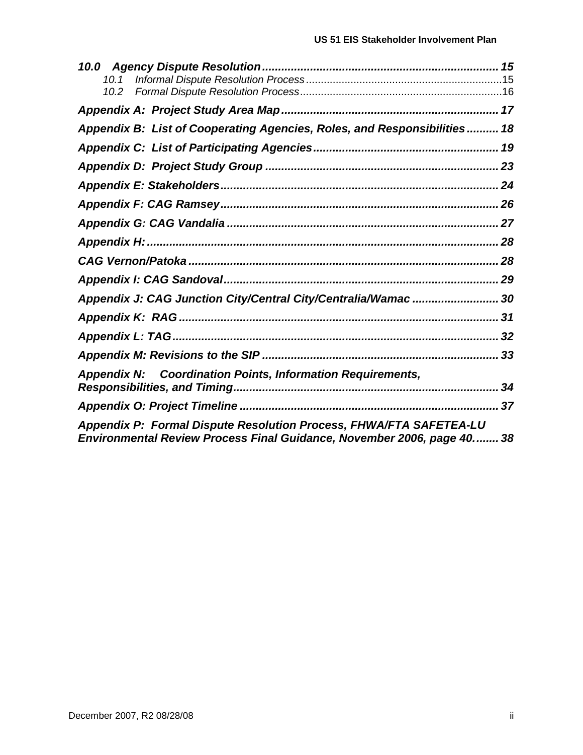*10.0 Agency Dispute Resolution* ........................................................................ 15
   *10.1 Informal Dispute Resolution Process* ................................................................ 15
   *10.2 Formal Dispute Resolution Process* .................................................................. 16

*Appendix A: Project Study Area Map* ................................................................... 17

*Appendix B: List of Cooperating Agencies, Roles, and Responsibilities* .......... 18

*Appendix C: List of Participating Agencies* ........................................................ 19

*Appendix D: Project Study Group* ........................................................................ 23

*Appendix E: Stakeholders* ...................................................................................... 24

*Appendix F: CAG Ramsey* ...................................................................................... 26

*Appendix G: CAG Vandalia* .................................................................................... 27

*Appendix H:* ............................................................................................................. 28

*CAG Vernon/Patoka* ................................................................................................ 28

*Appendix I: CAG Sandoval* ..................................................................................... 29

*Appendix J: CAG Junction City/Central City/Centralia/Wamac* .......................... 30

*Appendix K: RAG* .................................................................................................... 31

*Appendix L: TAG* ..................................................................................................... 32

*Appendix M: Revisions to the SIP* ......................................................................... 33

*Appendix N: Coordination Points, Information Requirements, Responsibilities, and Timing* .................................................................................. 34

*Appendix O: Project Timeline* ................................................................................. 37

*Appendix P: Formal Dispute Resolution Process, FHWA/FTA SAFETEA-LU Environmental Review Process Final Guidance, November 2006, page 40.* ....... 38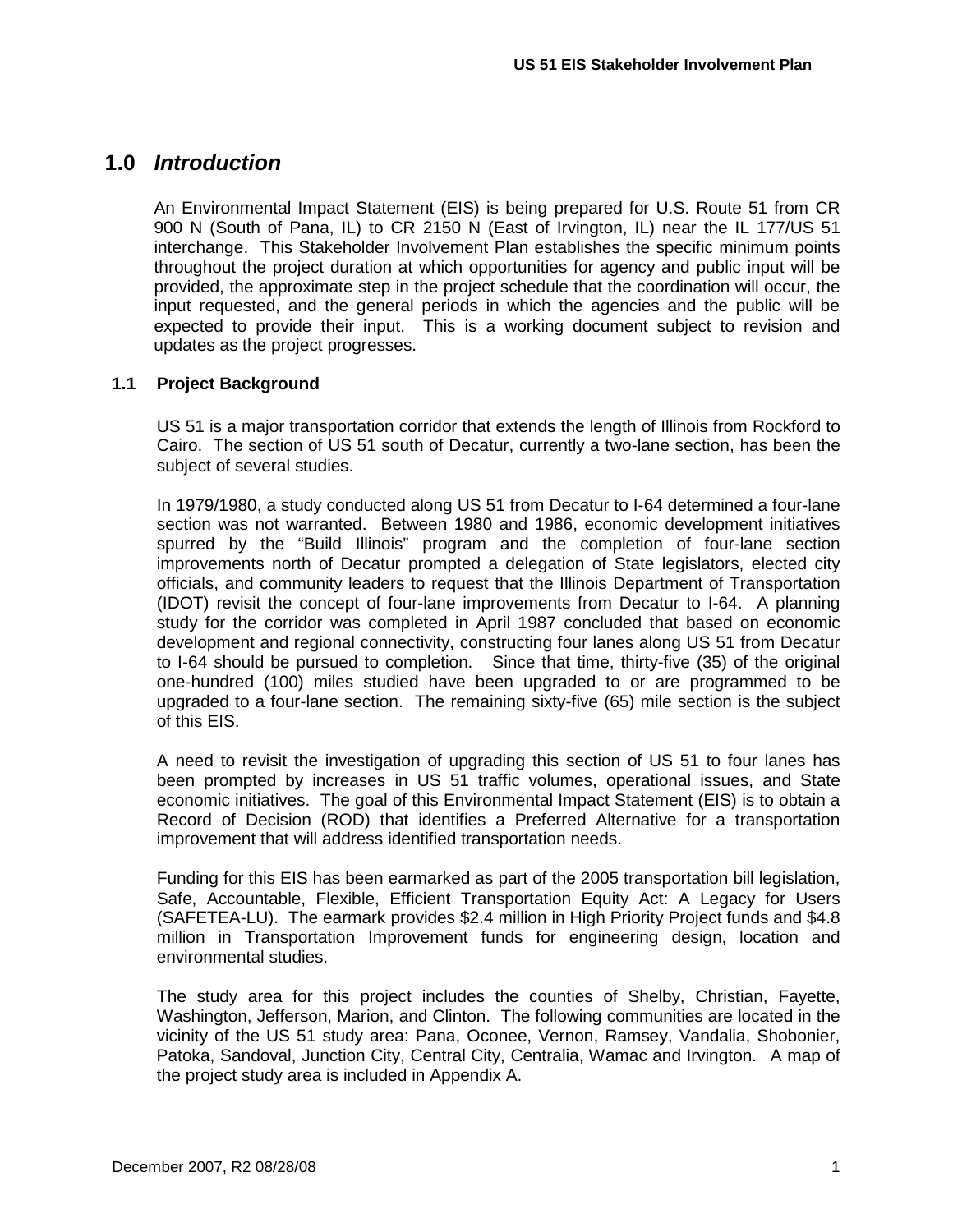# 1.0 *Introduction*

An Environmental Impact Statement (EIS) is being prepared for U.S. Route 51 from CR 900 N (South of Pana, IL) to CR 2150 N (East of Irvington, IL) near the IL 177/US 51 interchange. This Stakeholder Involvement Plan establishes the specific minimum points throughout the project duration at which opportunities for agency and public input will be provided, the approximate step in the project schedule that the coordination will occur, the input requested, and the general periods in which the agencies and the public will be expected to provide their input. This is a working document subject to revision and updates as the project progresses.

## 1.1 Project Background

US 51 is a major transportation corridor that extends the length of Illinois from Rockford to Cairo. The section of US 51 south of Decatur, currently a two-lane section, has been the subject of several studies.

In 1979/1980, a study conducted along US 51 from Decatur to I-64 determined a four-lane section was not warranted. Between 1980 and 1986, economic development initiatives spurred by the "Build Illinois" program and the completion of four-lane section improvements north of Decatur prompted a delegation of State legislators, elected city officials, and community leaders to request that the Illinois Department of Transportation (IDOT) revisit the concept of four-lane improvements from Decatur to I-64. A planning study for the corridor was completed in April 1987 concluded that based on economic development and regional connectivity, constructing four lanes along US 51 from Decatur to I-64 should be pursued to completion. Since that time, thirty-five (35) of the original one-hundred (100) miles studied have been upgraded to or are programmed to be upgraded to a four-lane section. The remaining sixty-five (65) mile section is the subject of this EIS.

A need to revisit the investigation of upgrading this section of US 51 to four lanes has been prompted by increases in US 51 traffic volumes, operational issues, and State economic initiatives. The goal of this Environmental Impact Statement (EIS) is to obtain a Record of Decision (ROD) that identifies a Preferred Alternative for a transportation improvement that will address identified transportation needs.

Funding for this EIS has been earmarked as part of the 2005 transportation bill legislation, Safe, Accountable, Flexible, Efficient Transportation Equity Act: A Legacy for Users (SAFETEA-LU). The earmark provides $2.4 million in High Priority Project funds and $4.8 million in Transportation Improvement funds for engineering design, location and environmental studies.

The study area for this project includes the counties of Shelby, Christian, Fayette, Washington, Jefferson, Marion, and Clinton. The following communities are located in the vicinity of the US 51 study area: Pana, Oconee, Vernon, Ramsey, Vandalia, Shobonier, Patoka, Sandoval, Junction City, Central City, Centralia, Wamac and Irvington. A map of the project study area is included in Appendix A.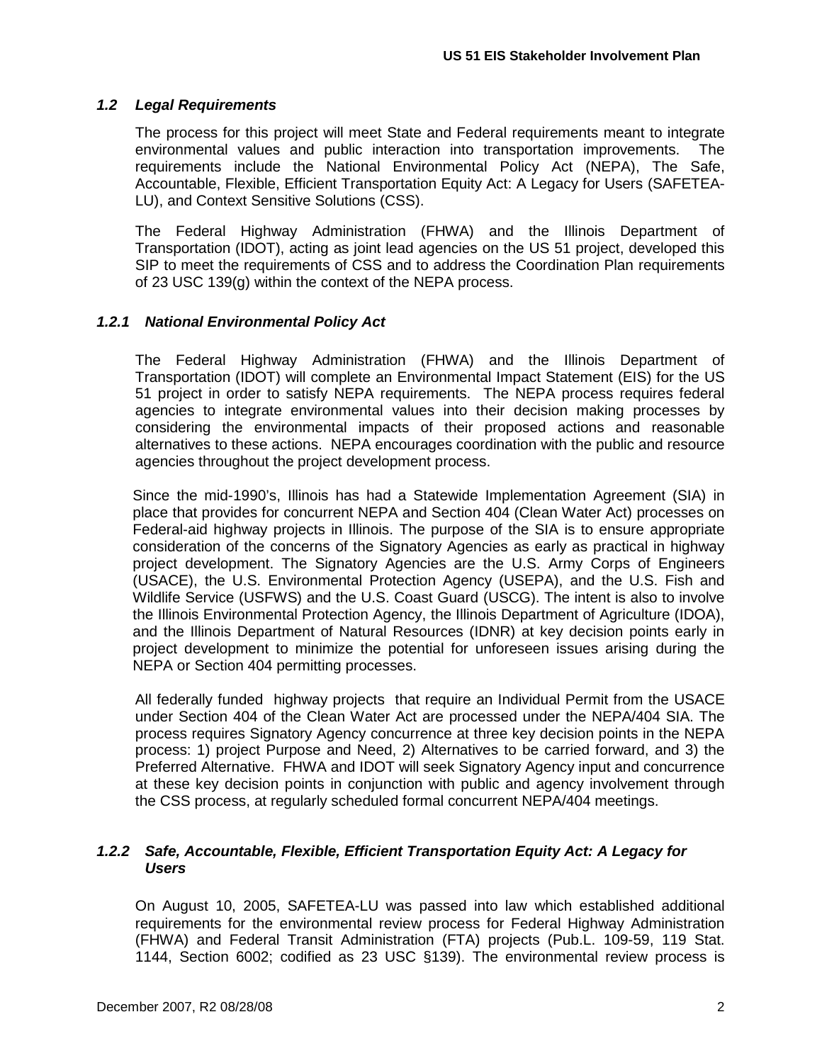### *1.2 Legal Requirements*

The process for this project will meet State and Federal requirements meant to integrate environmental values and public interaction into transportation improvements. The requirements include the National Environmental Policy Act (NEPA), The Safe, Accountable, Flexible, Efficient Transportation Equity Act: A Legacy for Users (SAFETEA-LU), and Context Sensitive Solutions (CSS).

The Federal Highway Administration (FHWA) and the Illinois Department of Transportation (IDOT), acting as joint lead agencies on the US 51 project, developed this SIP to meet the requirements of CSS and to address the Coordination Plan requirements of 23 USC 139(g) within the context of the NEPA process.

#### *1.2.1 National Environmental Policy Act*

The Federal Highway Administration (FHWA) and the Illinois Department of Transportation (IDOT) will complete an Environmental Impact Statement (EIS) for the US 51 project in order to satisfy NEPA requirements. The NEPA process requires federal agencies to integrate environmental values into their decision making processes by considering the environmental impacts of their proposed actions and reasonable alternatives to these actions. NEPA encourages coordination with the public and resource agencies throughout the project development process.

Since the mid-1990's, Illinois has had a Statewide Implementation Agreement (SIA) in place that provides for concurrent NEPA and Section 404 (Clean Water Act) processes on Federal-aid highway projects in Illinois. The purpose of the SIA is to ensure appropriate consideration of the concerns of the Signatory Agencies as early as practical in highway project development. The Signatory Agencies are the U.S. Army Corps of Engineers (USACE), the U.S. Environmental Protection Agency (USEPA), and the U.S. Fish and Wildlife Service (USFWS) and the U.S. Coast Guard (USCG). The intent is also to involve the Illinois Environmental Protection Agency, the Illinois Department of Agriculture (IDOA), and the Illinois Department of Natural Resources (IDNR) at key decision points early in project development to minimize the potential for unforeseen issues arising during the NEPA or Section 404 permitting processes.

All federally funded highway projects that require an Individual Permit from the USACE under Section 404 of the Clean Water Act are processed under the NEPA/404 SIA. The process requires Signatory Agency concurrence at three key decision points in the NEPA process: 1) project Purpose and Need, 2) Alternatives to be carried forward, and 3) the Preferred Alternative. FHWA and IDOT will seek Signatory Agency input and concurrence at these key decision points in conjunction with public and agency involvement through the CSS process, at regularly scheduled formal concurrent NEPA/404 meetings.

#### *1.2.2 Safe, Accountable, Flexible, Efficient Transportation Equity Act: A Legacy for Users*

On August 10, 2005, SAFETEA-LU was passed into law which established additional requirements for the environmental review process for Federal Highway Administration (FHWA) and Federal Transit Administration (FTA) projects (Pub.L. 109-59, 119 Stat. 1144, Section 6002; codified as 23 USC §139). The environmental review process is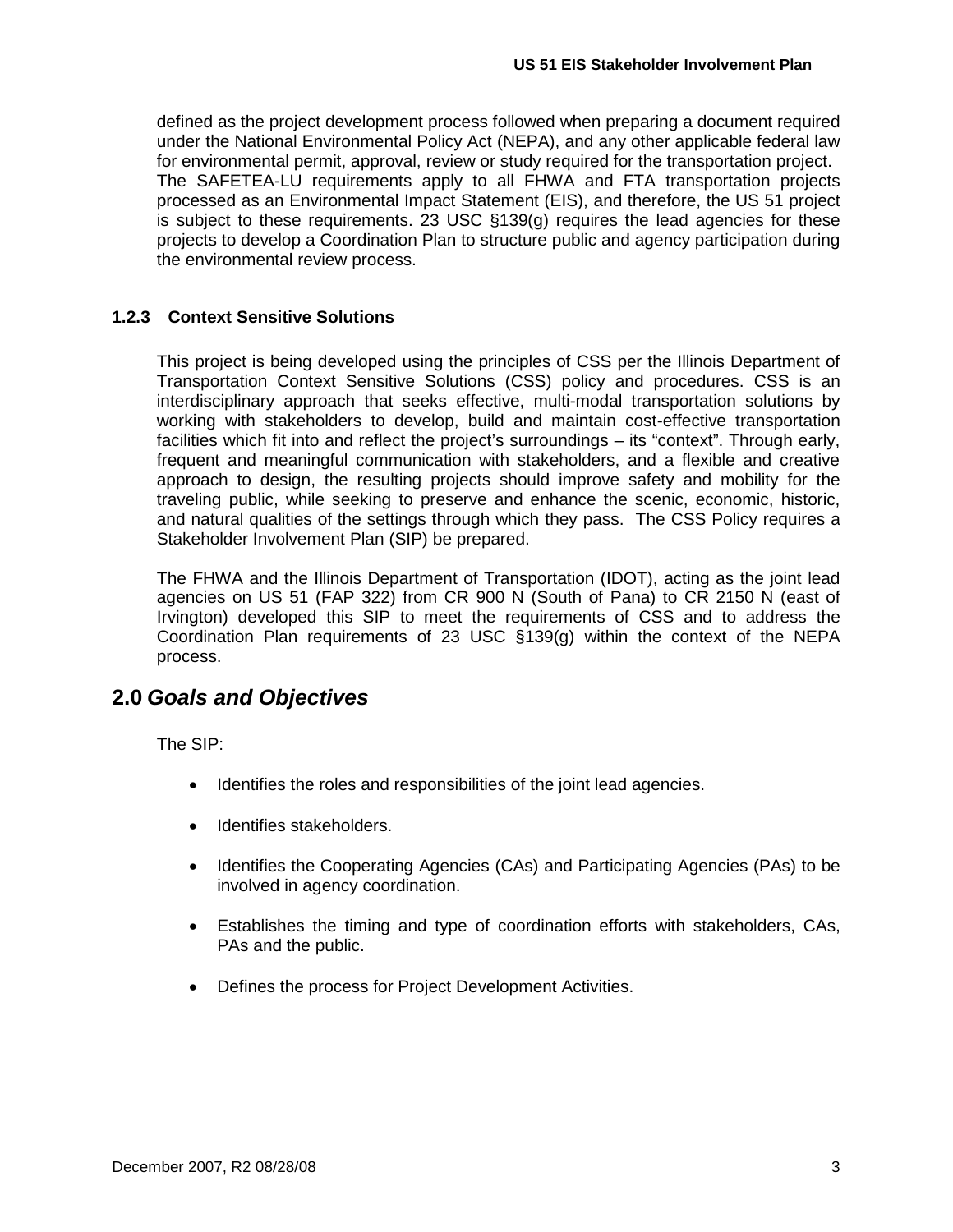defined as the project development process followed when preparing a document required under the National Environmental Policy Act (NEPA), and any other applicable federal law for environmental permit, approval, review or study required for the transportation project. The SAFETEA-LU requirements apply to all FHWA and FTA transportation projects processed as an Environmental Impact Statement (EIS), and therefore, the US 51 project is subject to these requirements. 23 USC §139(g) requires the lead agencies for these projects to develop a Coordination Plan to structure public and agency participation during the environmental review process.

### 1.2.3 Context Sensitive Solutions

This project is being developed using the principles of CSS per the Illinois Department of Transportation Context Sensitive Solutions (CSS) policy and procedures. CSS is an interdisciplinary approach that seeks effective, multi-modal transportation solutions by working with stakeholders to develop, build and maintain cost-effective transportation facilities which fit into and reflect the project's surroundings – its "context". Through early, frequent and meaningful communication with stakeholders, and a flexible and creative approach to design, the resulting projects should improve safety and mobility for the traveling public, while seeking to preserve and enhance the scenic, economic, historic, and natural qualities of the settings through which they pass. The CSS Policy requires a Stakeholder Involvement Plan (SIP) be prepared.

The FHWA and the Illinois Department of Transportation (IDOT), acting as the joint lead agencies on US 51 (FAP 322) from CR 900 N (South of Pana) to CR 2150 N (east of Irvington) developed this SIP to meet the requirements of CSS and to address the Coordination Plan requirements of 23 USC §139(g) within the context of the NEPA process.

## 2.0 *Goals and Objectives*

The SIP:

- Identifies the roles and responsibilities of the joint lead agencies.
- Identifies stakeholders.
- Identifies the Cooperating Agencies (CAs) and Participating Agencies (PAs) to be involved in agency coordination.
- Establishes the timing and type of coordination efforts with stakeholders, CAs, PAs and the public.
- Defines the process for Project Development Activities.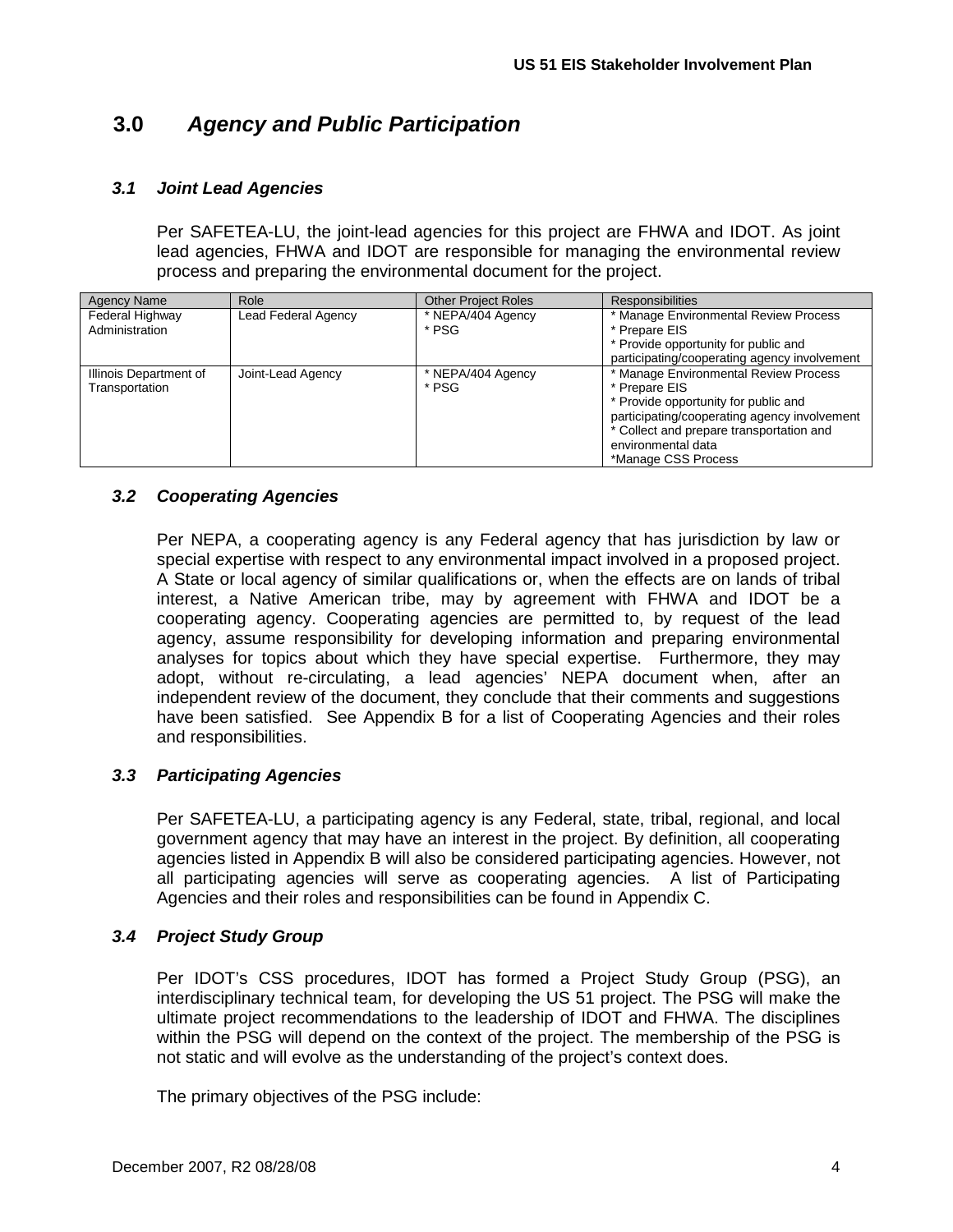## 3.0 *Agency and Public Participation*

### *3.1 Joint Lead Agencies*

Per SAFETEA-LU, the joint-lead agencies for this project are FHWA and IDOT. As joint lead agencies, FHWA and IDOT are responsible for managing the environmental review process and preparing the environmental document for the project.

| Agency Name | Role | Other Project Roles | Responsibilities |
|---|---|---|---|
| Federal Highway Administration | Lead Federal Agency | * NEPA/404 Agency<br>* PSG | * Manage Environmental Review Process<br>* Prepare EIS<br>* Provide opportunity for public and participating/cooperating agency involvement |
| Illinois Department of Transportation | Joint-Lead Agency | * NEPA/404 Agency<br>* PSG | * Manage Environmental Review Process<br>* Prepare EIS<br>* Provide opportunity for public and participating/cooperating agency involvement<br>* Collect and prepare transportation and environmental data<br>*Manage CSS Process |

### *3.2 Cooperating Agencies*

Per NEPA, a cooperating agency is any Federal agency that has jurisdiction by law or special expertise with respect to any environmental impact involved in a proposed project. A State or local agency of similar qualifications or, when the effects are on lands of tribal interest, a Native American tribe, may by agreement with FHWA and IDOT be a cooperating agency. Cooperating agencies are permitted to, by request of the lead agency, assume responsibility for developing information and preparing environmental analyses for topics about which they have special expertise. Furthermore, they may adopt, without re-circulating, a lead agencies' NEPA document when, after an independent review of the document, they conclude that their comments and suggestions have been satisfied. See Appendix B for a list of Cooperating Agencies and their roles and responsibilities.

### *3.3 Participating Agencies*

Per SAFETEA-LU, a participating agency is any Federal, state, tribal, regional, and local government agency that may have an interest in the project. By definition, all cooperating agencies listed in Appendix B will also be considered participating agencies. However, not all participating agencies will serve as cooperating agencies. A list of Participating Agencies and their roles and responsibilities can be found in Appendix C.

### *3.4 Project Study Group*

Per IDOT's CSS procedures, IDOT has formed a Project Study Group (PSG), an interdisciplinary technical team, for developing the US 51 project. The PSG will make the ultimate project recommendations to the leadership of IDOT and FHWA. The disciplines within the PSG will depend on the context of the project. The membership of the PSG is not static and will evolve as the understanding of the project's context does.

The primary objectives of the PSG include: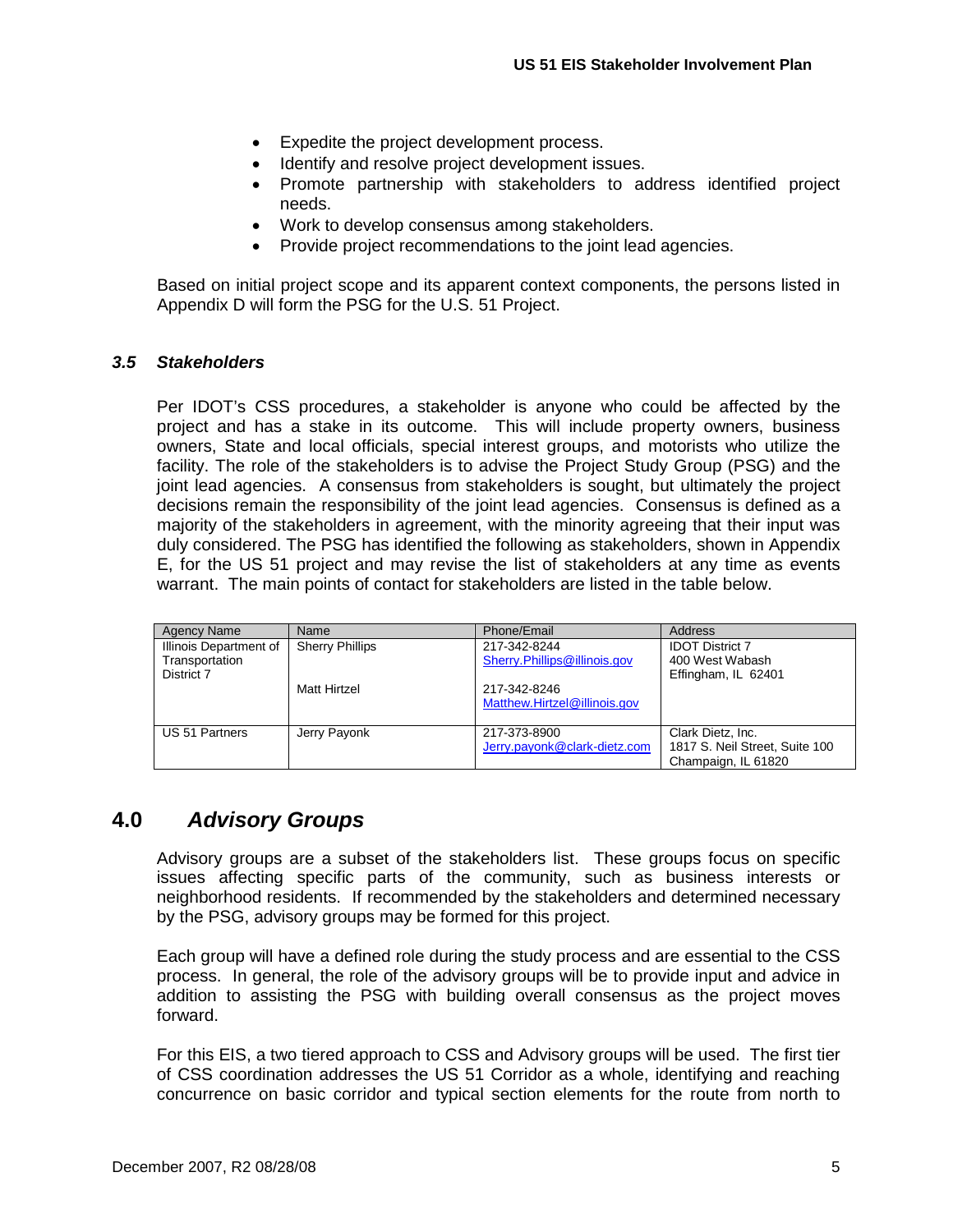- Expedite the project development process.
- Identify and resolve project development issues.
- Promote partnership with stakeholders to address identified project needs.
- Work to develop consensus among stakeholders.
- Provide project recommendations to the joint lead agencies.

Based on initial project scope and its apparent context components, the persons listed in Appendix D will form the PSG for the U.S. 51 Project.

### *3.5 Stakeholders*

Per IDOT's CSS procedures, a stakeholder is anyone who could be affected by the project and has a stake in its outcome. This will include property owners, business owners, State and local officials, special interest groups, and motorists who utilize the facility. The role of the stakeholders is to advise the Project Study Group (PSG) and the joint lead agencies. A consensus from stakeholders is sought, but ultimately the project decisions remain the responsibility of the joint lead agencies. Consensus is defined as a majority of the stakeholders in agreement, with the minority agreeing that their input was duly considered. The PSG has identified the following as stakeholders, shown in Appendix E, for the US 51 project and may revise the list of stakeholders at any time as events warrant. The main points of contact for stakeholders are listed in the table below.

| Agency Name | Name | Phone/Email | Address |
|---|---|---|---|
| Illinois Department of Transportation District 7 | Sherry Phillips | 217-342-8244 Sherry.Phillips@illinois.gov | IDOT District 7 400 West Wabash Effingham, IL 62401 |
| | Matt Hirtzel | 217-342-8246 Matthew.Hirtzel@illinois.gov | |
| US 51 Partners | Jerry Payonk | 217-373-8900 Jerry.payonk@clark-dietz.com | Clark Dietz, Inc. 1817 S. Neil Street, Suite 100 Champaign, IL 61820 |

## 4.0 *Advisory Groups*

Advisory groups are a subset of the stakeholders list. These groups focus on specific issues affecting specific parts of the community, such as business interests or neighborhood residents. If recommended by the stakeholders and determined necessary by the PSG, advisory groups may be formed for this project.

Each group will have a defined role during the study process and are essential to the CSS process. In general, the role of the advisory groups will be to provide input and advice in addition to assisting the PSG with building overall consensus as the project moves forward.

For this EIS, a two tiered approach to CSS and Advisory groups will be used. The first tier of CSS coordination addresses the US 51 Corridor as a whole, identifying and reaching concurrence on basic corridor and typical section elements for the route from north to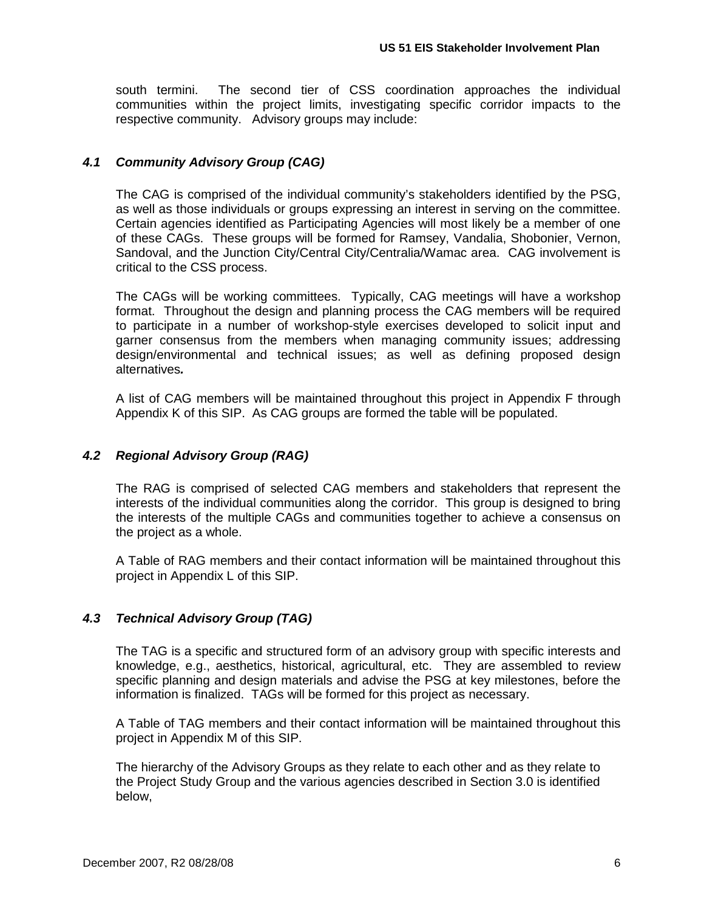south termini. The second tier of CSS coordination approaches the individual communities within the project limits, investigating specific corridor impacts to the respective community. Advisory groups may include:

### *4.1 Community Advisory Group (CAG)*

The CAG is comprised of the individual community's stakeholders identified by the PSG, as well as those individuals or groups expressing an interest in serving on the committee. Certain agencies identified as Participating Agencies will most likely be a member of one of these CAGs. These groups will be formed for Ramsey, Vandalia, Shobonier, Vernon, Sandoval, and the Junction City/Central City/Centralia/Wamac area. CAG involvement is critical to the CSS process.

The CAGs will be working committees. Typically, CAG meetings will have a workshop format. Throughout the design and planning process the CAG members will be required to participate in a number of workshop-style exercises developed to solicit input and garner consensus from the members when managing community issues; addressing design/environmental and technical issues; as well as defining proposed design alternatives***.***

A list of CAG members will be maintained throughout this project in Appendix F through Appendix K of this SIP. As CAG groups are formed the table will be populated.

### *4.2 Regional Advisory Group (RAG)*

The RAG is comprised of selected CAG members and stakeholders that represent the interests of the individual communities along the corridor. This group is designed to bring the interests of the multiple CAGs and communities together to achieve a consensus on the project as a whole.

A Table of RAG members and their contact information will be maintained throughout this project in Appendix L of this SIP.

### *4.3 Technical Advisory Group (TAG)*

The TAG is a specific and structured form of an advisory group with specific interests and knowledge, e.g., aesthetics, historical, agricultural, etc. They are assembled to review specific planning and design materials and advise the PSG at key milestones, before the information is finalized. TAGs will be formed for this project as necessary.

A Table of TAG members and their contact information will be maintained throughout this project in Appendix M of this SIP.

The hierarchy of the Advisory Groups as they relate to each other and as they relate to the Project Study Group and the various agencies described in Section 3.0 is identified below,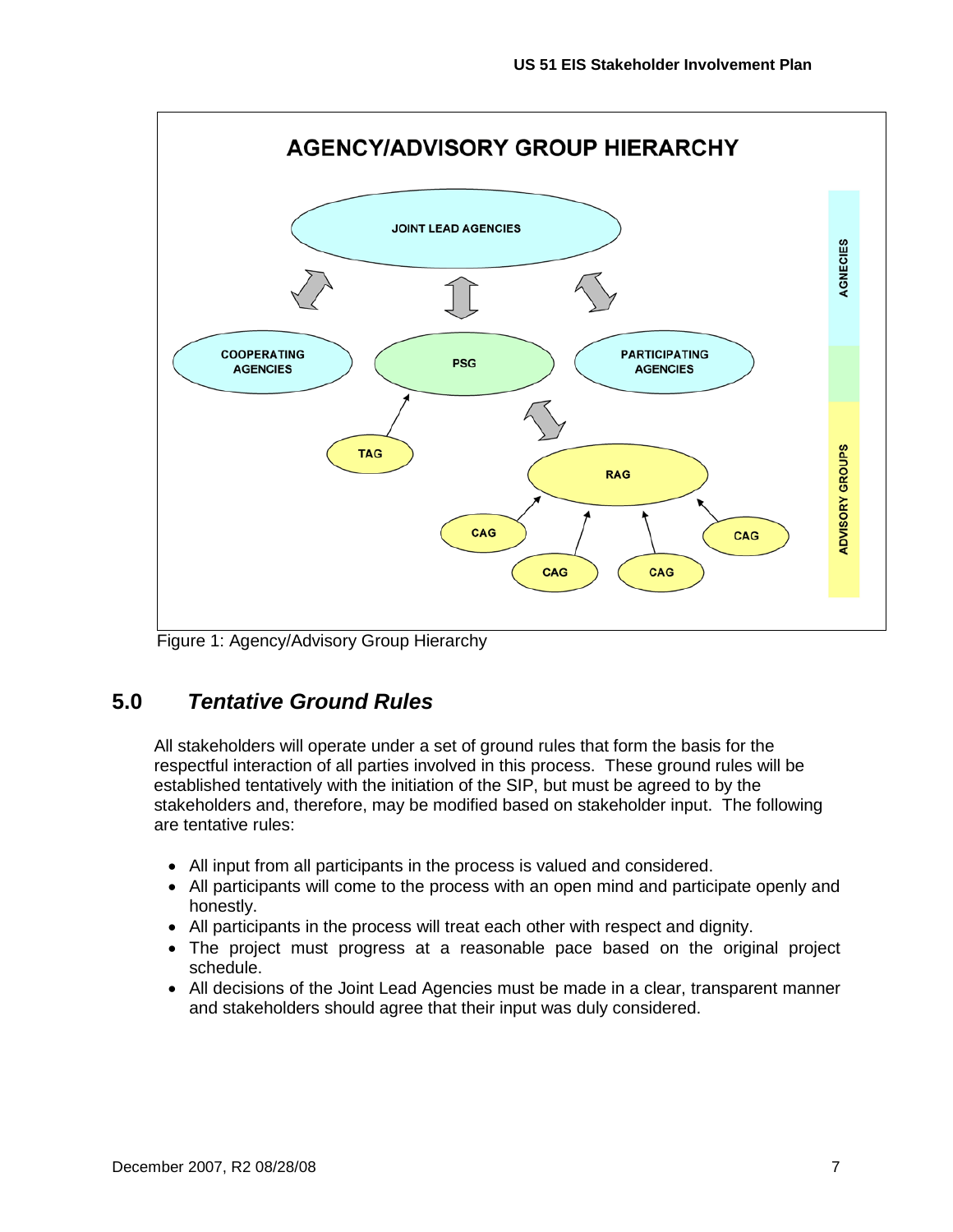AGENCY/ADVISORY GROUP HIERARCHY

JOINT LEAD AGENCIES

COOPERATING AGENCIES

PSG

PARTICIPATING AGENCIES

TAG

RAG

CAG

CAG

CAG

CAG

AGNECIES

ADVISORY GROUPS

Figure 1: Agency/Advisory Group Hierarchy

## 5.0 *Tentative Ground Rules*

All stakeholders will operate under a set of ground rules that form the basis for the respectful interaction of all parties involved in this process. These ground rules will be established tentatively with the initiation of the SIP, but must be agreed to by the stakeholders and, therefore, may be modified based on stakeholder input. The following are tentative rules:

- All input from all participants in the process is valued and considered.
- All participants will come to the process with an open mind and participate openly and honestly.
- All participants in the process will treat each other with respect and dignity.
- The project must progress at a reasonable pace based on the original project schedule.
- All decisions of the Joint Lead Agencies must be made in a clear, transparent manner and stakeholders should agree that their input was duly considered.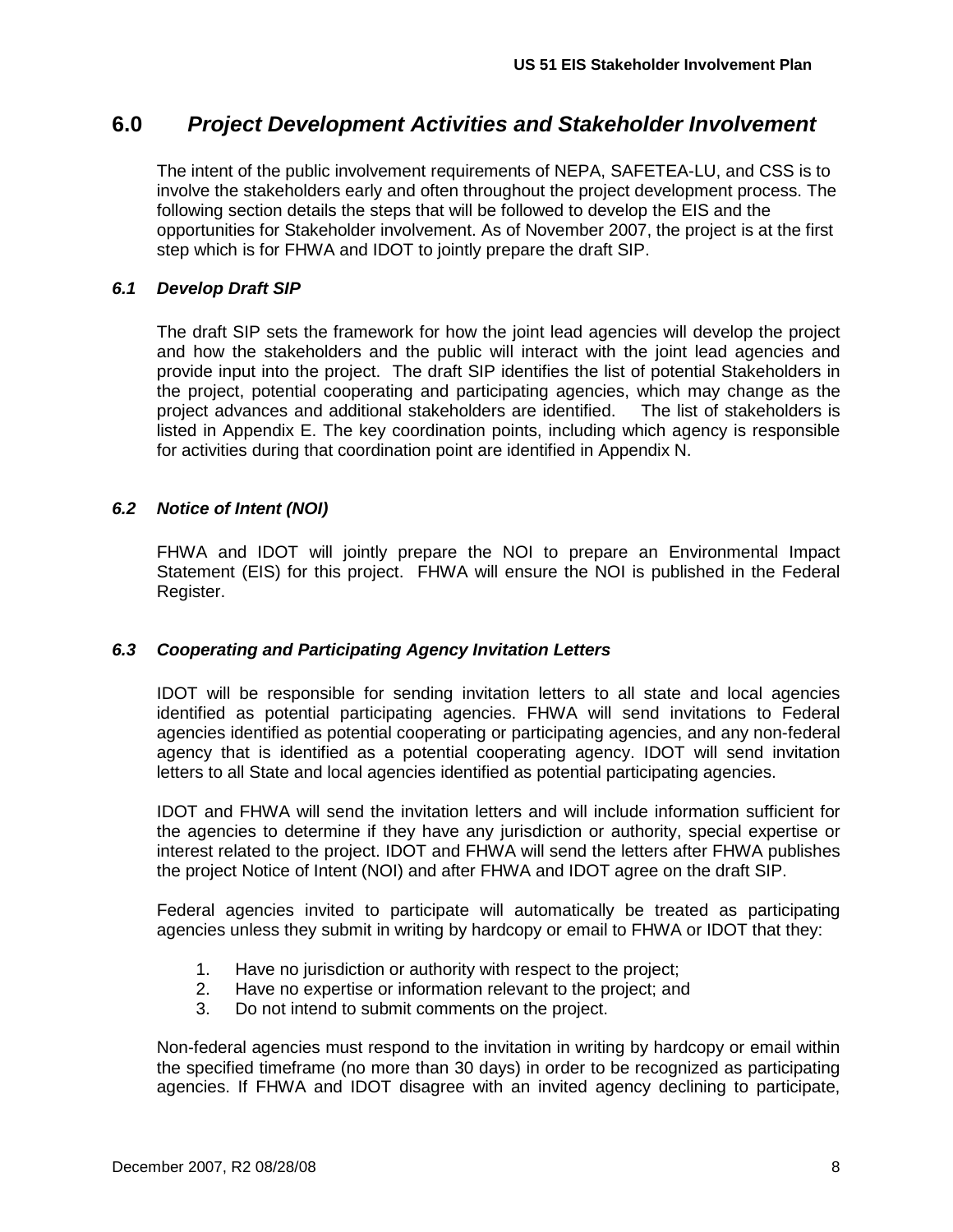## 6.0 *Project Development Activities and Stakeholder Involvement*

The intent of the public involvement requirements of NEPA, SAFETEA-LU, and CSS is to involve the stakeholders early and often throughout the project development process. The following section details the steps that will be followed to develop the EIS and the opportunities for Stakeholder involvement. As of November 2007, the project is at the first step which is for FHWA and IDOT to jointly prepare the draft SIP.

### *6.1 Develop Draft SIP*

The draft SIP sets the framework for how the joint lead agencies will develop the project and how the stakeholders and the public will interact with the joint lead agencies and provide input into the project. The draft SIP identifies the list of potential Stakeholders in the project, potential cooperating and participating agencies, which may change as the project advances and additional stakeholders are identified. The list of stakeholders is listed in Appendix E. The key coordination points, including which agency is responsible for activities during that coordination point are identified in Appendix N.

### *6.2 Notice of Intent (NOI)*

FHWA and IDOT will jointly prepare the NOI to prepare an Environmental Impact Statement (EIS) for this project. FHWA will ensure the NOI is published in the Federal Register.

### *6.3 Cooperating and Participating Agency Invitation Letters*

IDOT will be responsible for sending invitation letters to all state and local agencies identified as potential participating agencies. FHWA will send invitations to Federal agencies identified as potential cooperating or participating agencies, and any non-federal agency that is identified as a potential cooperating agency. IDOT will send invitation letters to all State and local agencies identified as potential participating agencies.

IDOT and FHWA will send the invitation letters and will include information sufficient for the agencies to determine if they have any jurisdiction or authority, special expertise or interest related to the project. IDOT and FHWA will send the letters after FHWA publishes the project Notice of Intent (NOI) and after FHWA and IDOT agree on the draft SIP.

Federal agencies invited to participate will automatically be treated as participating agencies unless they submit in writing by hardcopy or email to FHWA or IDOT that they:

1. Have no jurisdiction or authority with respect to the project;
2. Have no expertise or information relevant to the project; and
3. Do not intend to submit comments on the project.

Non-federal agencies must respond to the invitation in writing by hardcopy or email within the specified timeframe (no more than 30 days) in order to be recognized as participating agencies. If FHWA and IDOT disagree with an invited agency declining to participate,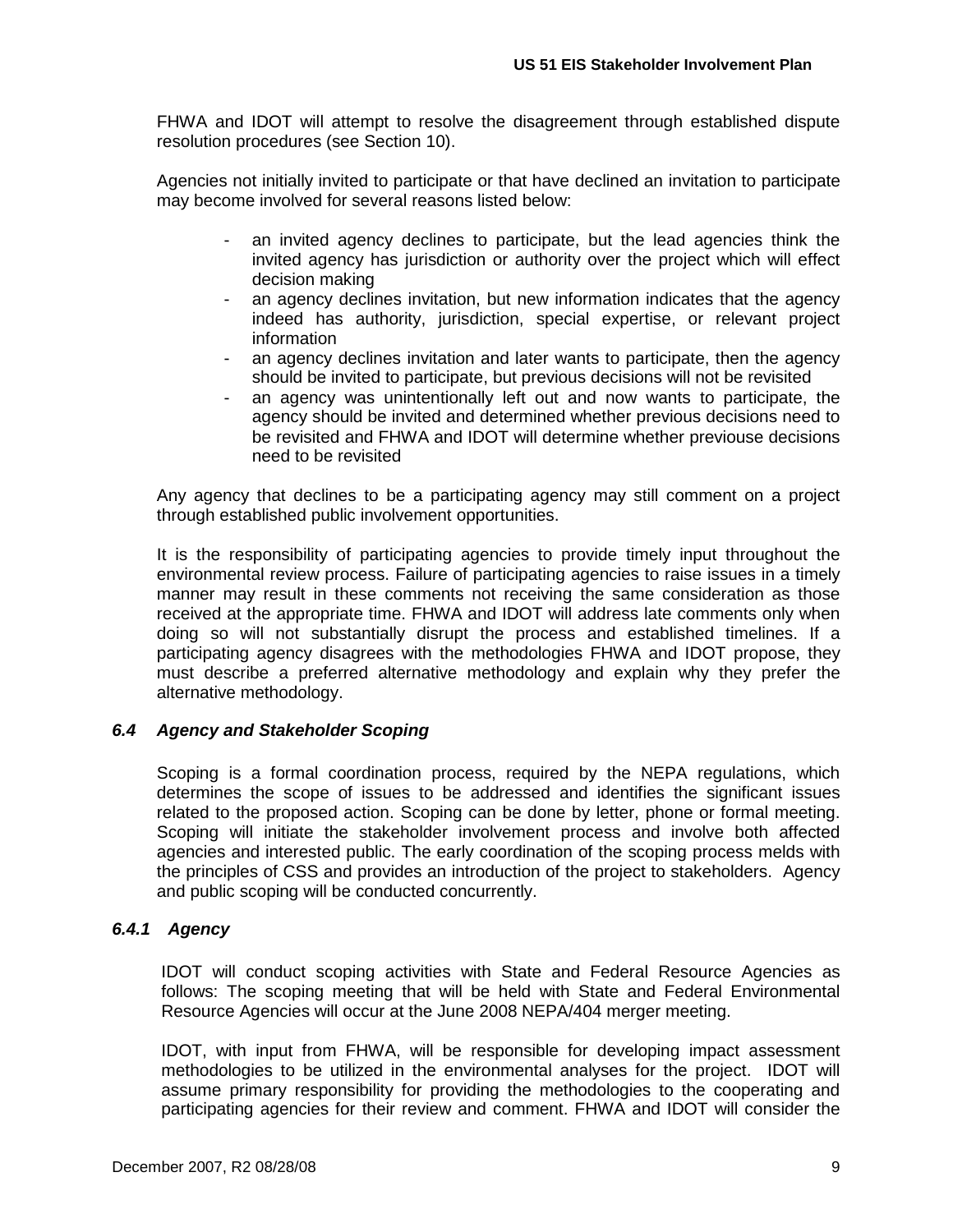FHWA and IDOT will attempt to resolve the disagreement through established dispute resolution procedures (see Section 10).

Agencies not initially invited to participate or that have declined an invitation to participate may become involved for several reasons listed below:

- an invited agency declines to participate, but the lead agencies think the invited agency has jurisdiction or authority over the project which will effect decision making
- an agency declines invitation, but new information indicates that the agency indeed has authority, jurisdiction, special expertise, or relevant project information
- an agency declines invitation and later wants to participate, then the agency should be invited to participate, but previous decisions will not be revisited
- an agency was unintentionally left out and now wants to participate, the agency should be invited and determined whether previous decisions need to be revisited and FHWA and IDOT will determine whether previouse decisions need to be revisited

Any agency that declines to be a participating agency may still comment on a project through established public involvement opportunities.

It is the responsibility of participating agencies to provide timely input throughout the environmental review process. Failure of participating agencies to raise issues in a timely manner may result in these comments not receiving the same consideration as those received at the appropriate time. FHWA and IDOT will address late comments only when doing so will not substantially disrupt the process and established timelines. If a participating agency disagrees with the methodologies FHWA and IDOT propose, they must describe a preferred alternative methodology and explain why they prefer the alternative methodology.

### *6.4 Agency and Stakeholder Scoping*

Scoping is a formal coordination process, required by the NEPA regulations, which determines the scope of issues to be addressed and identifies the significant issues related to the proposed action. Scoping can be done by letter, phone or formal meeting. Scoping will initiate the stakeholder involvement process and involve both affected agencies and interested public. The early coordination of the scoping process melds with the principles of CSS and provides an introduction of the project to stakeholders. Agency and public scoping will be conducted concurrently.

#### *6.4.1 Agency*

IDOT will conduct scoping activities with State and Federal Resource Agencies as follows: The scoping meeting that will be held with State and Federal Environmental Resource Agencies will occur at the June 2008 NEPA/404 merger meeting.

IDOT, with input from FHWA, will be responsible for developing impact assessment methodologies to be utilized in the environmental analyses for the project. IDOT will assume primary responsibility for providing the methodologies to the cooperating and participating agencies for their review and comment. FHWA and IDOT will consider the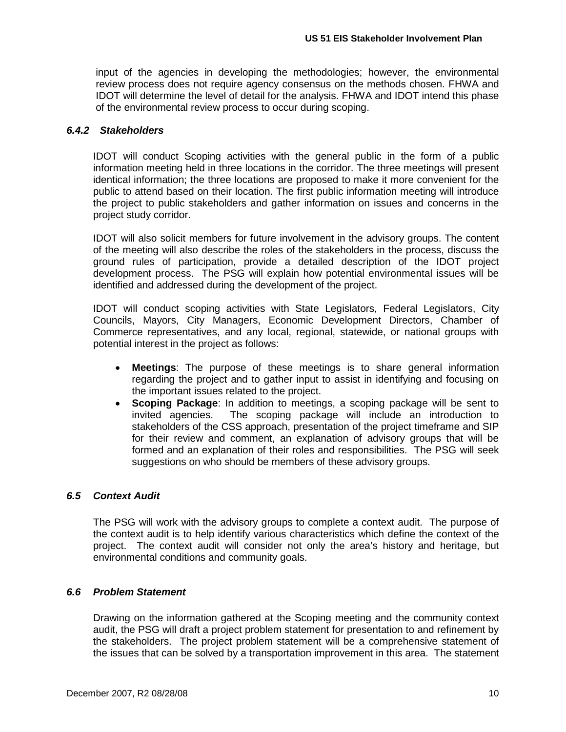input of the agencies in developing the methodologies; however, the environmental review process does not require agency consensus on the methods chosen. FHWA and IDOT will determine the level of detail for the analysis. FHWA and IDOT intend this phase of the environmental review process to occur during scoping.

#### *6.4.2 Stakeholders*

IDOT will conduct Scoping activities with the general public in the form of a public information meeting held in three locations in the corridor. The three meetings will present identical information; the three locations are proposed to make it more convenient for the public to attend based on their location. The first public information meeting will introduce the project to public stakeholders and gather information on issues and concerns in the project study corridor.

IDOT will also solicit members for future involvement in the advisory groups. The content of the meeting will also describe the roles of the stakeholders in the process, discuss the ground rules of participation, provide a detailed description of the IDOT project development process. The PSG will explain how potential environmental issues will be identified and addressed during the development of the project.

IDOT will conduct scoping activities with State Legislators, Federal Legislators, City Councils, Mayors, City Managers, Economic Development Directors, Chamber of Commerce representatives, and any local, regional, statewide, or national groups with potential interest in the project as follows:

- **Meetings**: The purpose of these meetings is to share general information regarding the project and to gather input to assist in identifying and focusing on the important issues related to the project.
- **Scoping Package**: In addition to meetings, a scoping package will be sent to invited agencies. The scoping package will include an introduction to stakeholders of the CSS approach, presentation of the project timeframe and SIP for their review and comment, an explanation of advisory groups that will be formed and an explanation of their roles and responsibilities. The PSG will seek suggestions on who should be members of these advisory groups.

### *6.5 Context Audit*

The PSG will work with the advisory groups to complete a context audit. The purpose of the context audit is to help identify various characteristics which define the context of the project. The context audit will consider not only the area's history and heritage, but environmental conditions and community goals.

### *6.6 Problem Statement*

Drawing on the information gathered at the Scoping meeting and the community context audit, the PSG will draft a project problem statement for presentation to and refinement by the stakeholders. The project problem statement will be a comprehensive statement of the issues that can be solved by a transportation improvement in this area. The statement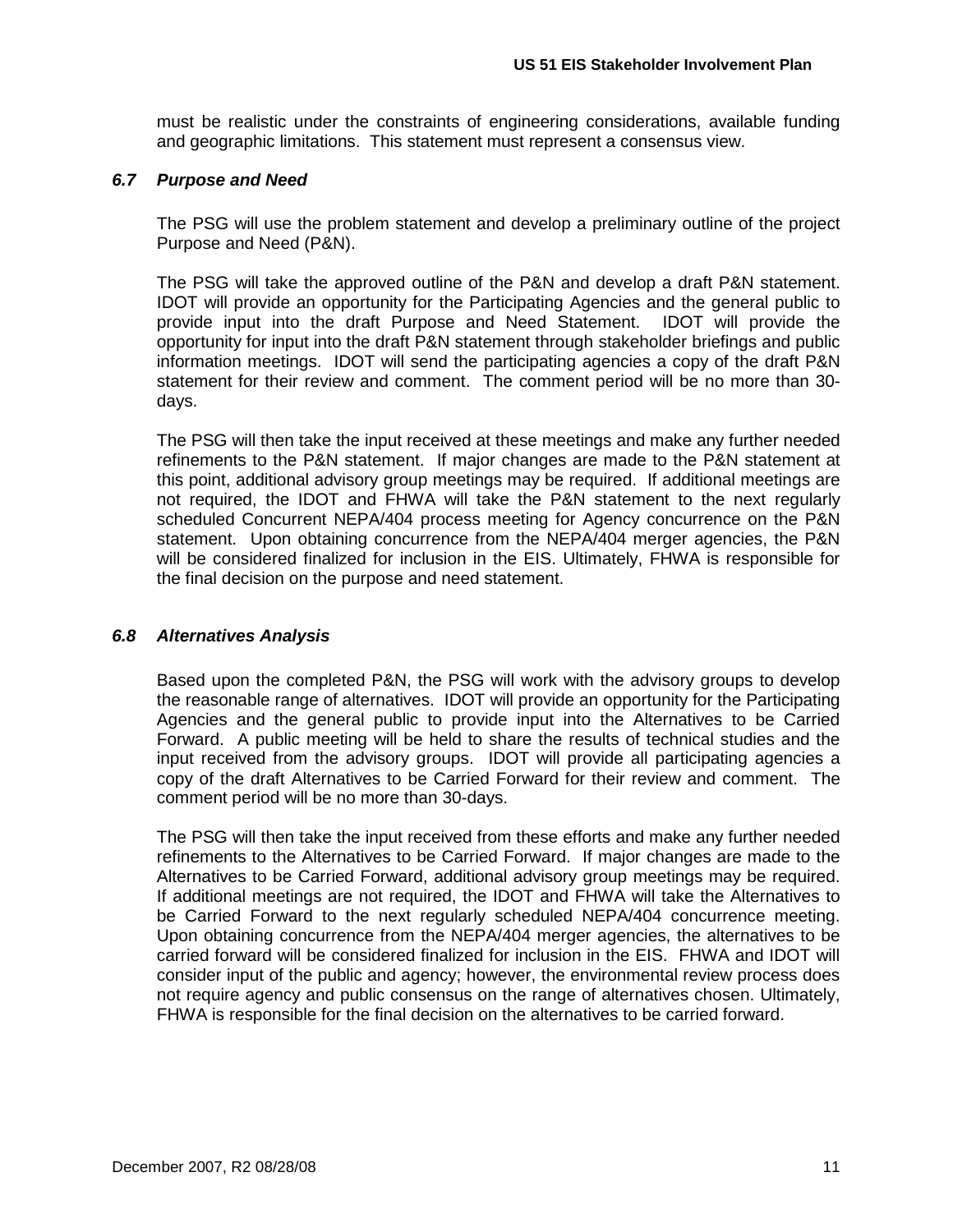must be realistic under the constraints of engineering considerations, available funding and geographic limitations. This statement must represent a consensus view.

### *6.7 Purpose and Need*

The PSG will use the problem statement and develop a preliminary outline of the project Purpose and Need (P&N).

The PSG will take the approved outline of the P&N and develop a draft P&N statement. IDOT will provide an opportunity for the Participating Agencies and the general public to provide input into the draft Purpose and Need Statement. IDOT will provide the opportunity for input into the draft P&N statement through stakeholder briefings and public information meetings. IDOT will send the participating agencies a copy of the draft P&N statement for their review and comment. The comment period will be no more than 30-days.

The PSG will then take the input received at these meetings and make any further needed refinements to the P&N statement. If major changes are made to the P&N statement at this point, additional advisory group meetings may be required. If additional meetings are not required, the IDOT and FHWA will take the P&N statement to the next regularly scheduled Concurrent NEPA/404 process meeting for Agency concurrence on the P&N statement. Upon obtaining concurrence from the NEPA/404 merger agencies, the P&N will be considered finalized for inclusion in the EIS. Ultimately, FHWA is responsible for the final decision on the purpose and need statement.

### *6.8 Alternatives Analysis*

Based upon the completed P&N, the PSG will work with the advisory groups to develop the reasonable range of alternatives. IDOT will provide an opportunity for the Participating Agencies and the general public to provide input into the Alternatives to be Carried Forward. A public meeting will be held to share the results of technical studies and the input received from the advisory groups. IDOT will provide all participating agencies a copy of the draft Alternatives to be Carried Forward for their review and comment. The comment period will be no more than 30-days.

The PSG will then take the input received from these efforts and make any further needed refinements to the Alternatives to be Carried Forward. If major changes are made to the Alternatives to be Carried Forward, additional advisory group meetings may be required. If additional meetings are not required, the IDOT and FHWA will take the Alternatives to be Carried Forward to the next regularly scheduled NEPA/404 concurrence meeting. Upon obtaining concurrence from the NEPA/404 merger agencies, the alternatives to be carried forward will be considered finalized for inclusion in the EIS. FHWA and IDOT will consider input of the public and agency; however, the environmental review process does not require agency and public consensus on the range of alternatives chosen. Ultimately, FHWA is responsible for the final decision on the alternatives to be carried forward.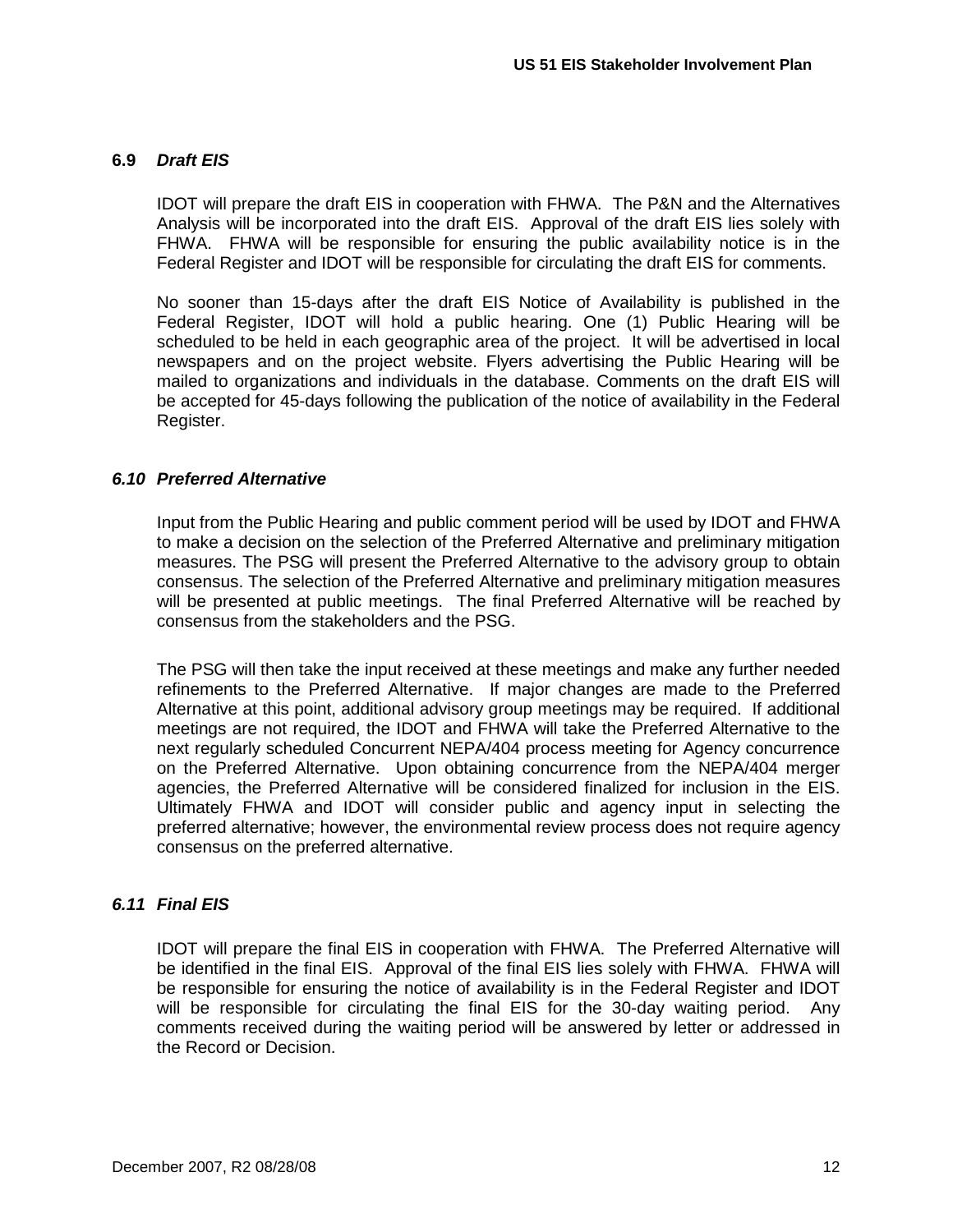### 6.9 ***Draft EIS***

IDOT will prepare the draft EIS in cooperation with FHWA. The P&N and the Alternatives Analysis will be incorporated into the draft EIS. Approval of the draft EIS lies solely with FHWA. FHWA will be responsible for ensuring the public availability notice is in the Federal Register and IDOT will be responsible for circulating the draft EIS for comments.

No sooner than 15-days after the draft EIS Notice of Availability is published in the Federal Register, IDOT will hold a public hearing. One (1) Public Hearing will be scheduled to be held in each geographic area of the project. It will be advertised in local newspapers and on the project website. Flyers advertising the Public Hearing will be mailed to organizations and individuals in the database. Comments on the draft EIS will be accepted for 45-days following the publication of the notice of availability in the Federal Register.

### ***6.10 Preferred Alternative***

Input from the Public Hearing and public comment period will be used by IDOT and FHWA to make a decision on the selection of the Preferred Alternative and preliminary mitigation measures. The PSG will present the Preferred Alternative to the advisory group to obtain consensus. The selection of the Preferred Alternative and preliminary mitigation measures will be presented at public meetings. The final Preferred Alternative will be reached by consensus from the stakeholders and the PSG.

The PSG will then take the input received at these meetings and make any further needed refinements to the Preferred Alternative. If major changes are made to the Preferred Alternative at this point, additional advisory group meetings may be required. If additional meetings are not required, the IDOT and FHWA will take the Preferred Alternative to the next regularly scheduled Concurrent NEPA/404 process meeting for Agency concurrence on the Preferred Alternative. Upon obtaining concurrence from the NEPA/404 merger agencies, the Preferred Alternative will be considered finalized for inclusion in the EIS. Ultimately FHWA and IDOT will consider public and agency input in selecting the preferred alternative; however, the environmental review process does not require agency consensus on the preferred alternative.

### ***6.11 Final EIS***

IDOT will prepare the final EIS in cooperation with FHWA. The Preferred Alternative will be identified in the final EIS. Approval of the final EIS lies solely with FHWA. FHWA will be responsible for ensuring the notice of availability is in the Federal Register and IDOT will be responsible for circulating the final EIS for the 30-day waiting period. Any comments received during the waiting period will be answered by letter or addressed in the Record or Decision.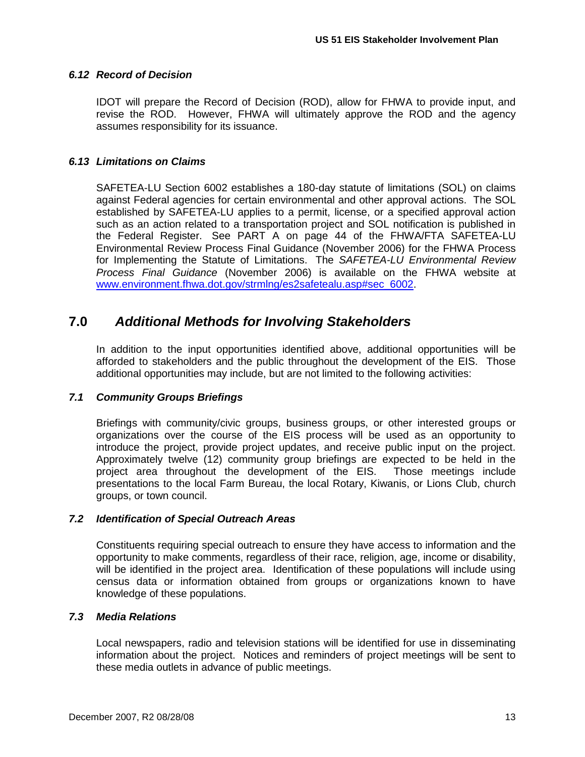### *6.12 Record of Decision*

IDOT will prepare the Record of Decision (ROD), allow for FHWA to provide input, and revise the ROD. However, FHWA will ultimately approve the ROD and the agency assumes responsibility for its issuance.

### *6.13 Limitations on Claims*

SAFETEA-LU Section 6002 establishes a 180-day statute of limitations (SOL) on claims against Federal agencies for certain environmental and other approval actions. The SOL established by SAFETEA-LU applies to a permit, license, or a specified approval action such as an action related to a transportation project and SOL notification is published in the Federal Register. See PART A on page 44 of the FHWA/FTA SAFETEA-LU Environmental Review Process Final Guidance (November 2006) for the FHWA Process for Implementing the Statute of Limitations. The *SAFETEA-LU Environmental Review Process Final Guidance* (November 2006) is available on the FHWA website at [www.environment.fhwa.dot.gov/strmlng/es2safetealu.asp#sec_6002](www.environment.fhwa.dot.gov/strmlng/es2safetealu.asp#sec_6002).

## 7.0 *Additional Methods for Involving Stakeholders*

In addition to the input opportunities identified above, additional opportunities will be afforded to stakeholders and the public throughout the development of the EIS. Those additional opportunities may include, but are not limited to the following activities:

### *7.1 Community Groups Briefings*

Briefings with community/civic groups, business groups, or other interested groups or organizations over the course of the EIS process will be used as an opportunity to introduce the project, provide project updates, and receive public input on the project. Approximately twelve (12) community group briefings are expected to be held in the project area throughout the development of the EIS. Those meetings include presentations to the local Farm Bureau, the local Rotary, Kiwanis, or Lions Club, church groups, or town council.

### *7.2 Identification of Special Outreach Areas*

Constituents requiring special outreach to ensure they have access to information and the opportunity to make comments, regardless of their race, religion, age, income or disability, will be identified in the project area. Identification of these populations will include using census data or information obtained from groups or organizations known to have knowledge of these populations.

### *7.3 Media Relations*

Local newspapers, radio and television stations will be identified for use in disseminating information about the project. Notices and reminders of project meetings will be sent to these media outlets in advance of public meetings.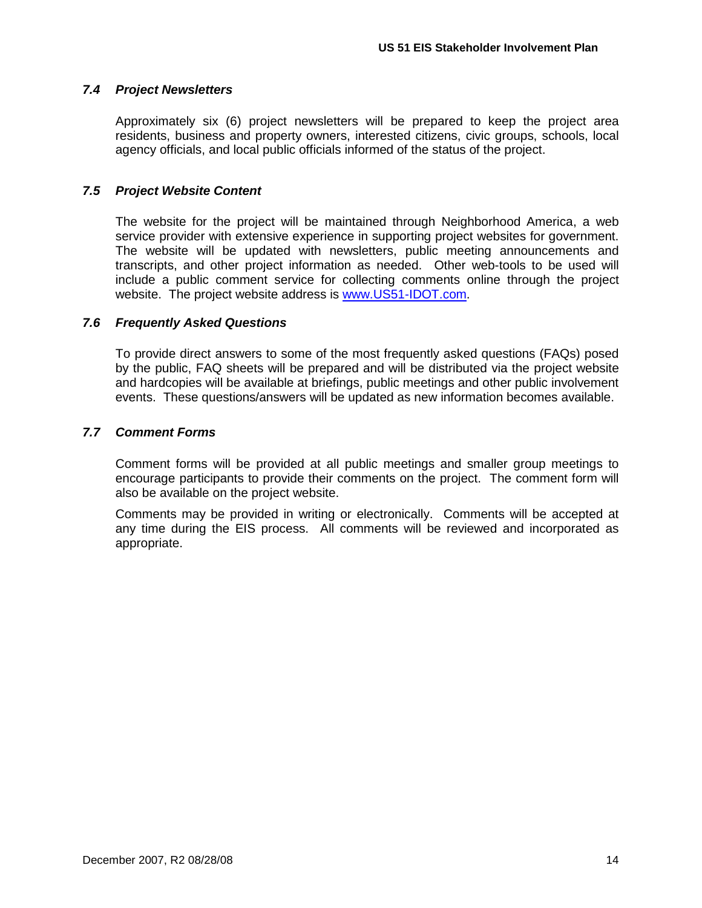### *7.4 Project Newsletters*

Approximately six (6) project newsletters will be prepared to keep the project area residents, business and property owners, interested citizens, civic groups, schools, local agency officials, and local public officials informed of the status of the project.

### *7.5 Project Website Content*

The website for the project will be maintained through Neighborhood America, a web service provider with extensive experience in supporting project websites for government. The website will be updated with newsletters, public meeting announcements and transcripts, and other project information as needed. Other web-tools to be used will include a public comment service for collecting comments online through the project website. The project website address is [www.US51-IDOT.com](http://www.US51-IDOT.com).

### *7.6 Frequently Asked Questions*

To provide direct answers to some of the most frequently asked questions (FAQs) posed by the public, FAQ sheets will be prepared and will be distributed via the project website and hardcopies will be available at briefings, public meetings and other public involvement events. These questions/answers will be updated as new information becomes available.

### *7.7 Comment Forms*

Comment forms will be provided at all public meetings and smaller group meetings to encourage participants to provide their comments on the project. The comment form will also be available on the project website.

Comments may be provided in writing or electronically. Comments will be accepted at any time during the EIS process. All comments will be reviewed and incorporated as appropriate.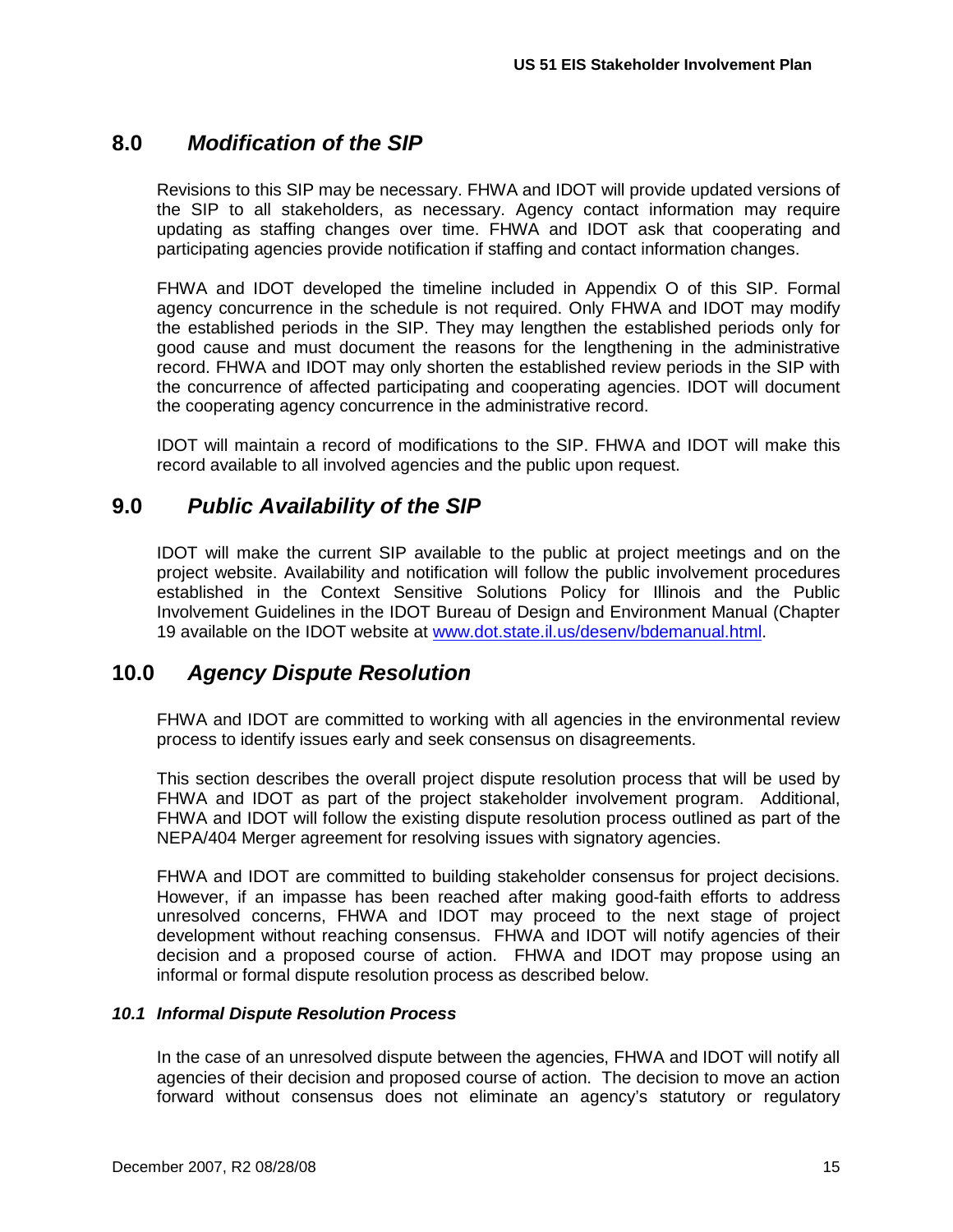## 8.0 *Modification of the SIP*

Revisions to this SIP may be necessary. FHWA and IDOT will provide updated versions of the SIP to all stakeholders, as necessary. Agency contact information may require updating as staffing changes over time. FHWA and IDOT ask that cooperating and participating agencies provide notification if staffing and contact information changes.

FHWA and IDOT developed the timeline included in Appendix O of this SIP. Formal agency concurrence in the schedule is not required. Only FHWA and IDOT may modify the established periods in the SIP. They may lengthen the established periods only for good cause and must document the reasons for the lengthening in the administrative record. FHWA and IDOT may only shorten the established review periods in the SIP with the concurrence of affected participating and cooperating agencies. IDOT will document the cooperating agency concurrence in the administrative record.

IDOT will maintain a record of modifications to the SIP. FHWA and IDOT will make this record available to all involved agencies and the public upon request.

## 9.0 *Public Availability of the SIP*

IDOT will make the current SIP available to the public at project meetings and on the project website. Availability and notification will follow the public involvement procedures established in the Context Sensitive Solutions Policy for Illinois and the Public Involvement Guidelines in the IDOT Bureau of Design and Environment Manual (Chapter 19 available on the IDOT website at [www.dot.state.il.us/desenv/bdemanual.html](www.dot.state.il.us/desenv/bdemanual.html).

## 10.0 *Agency Dispute Resolution*

FHWA and IDOT are committed to working with all agencies in the environmental review process to identify issues early and seek consensus on disagreements.

This section describes the overall project dispute resolution process that will be used by FHWA and IDOT as part of the project stakeholder involvement program. Additional, FHWA and IDOT will follow the existing dispute resolution process outlined as part of the NEPA/404 Merger agreement for resolving issues with signatory agencies.

FHWA and IDOT are committed to building stakeholder consensus for project decisions. However, if an impasse has been reached after making good-faith efforts to address unresolved concerns, FHWA and IDOT may proceed to the next stage of project development without reaching consensus. FHWA and IDOT will notify agencies of their decision and a proposed course of action. FHWA and IDOT may propose using an informal or formal dispute resolution process as described below.

### *10.1 Informal Dispute Resolution Process*

In the case of an unresolved dispute between the agencies, FHWA and IDOT will notify all agencies of their decision and proposed course of action. The decision to move an action forward without consensus does not eliminate an agency's statutory or regulatory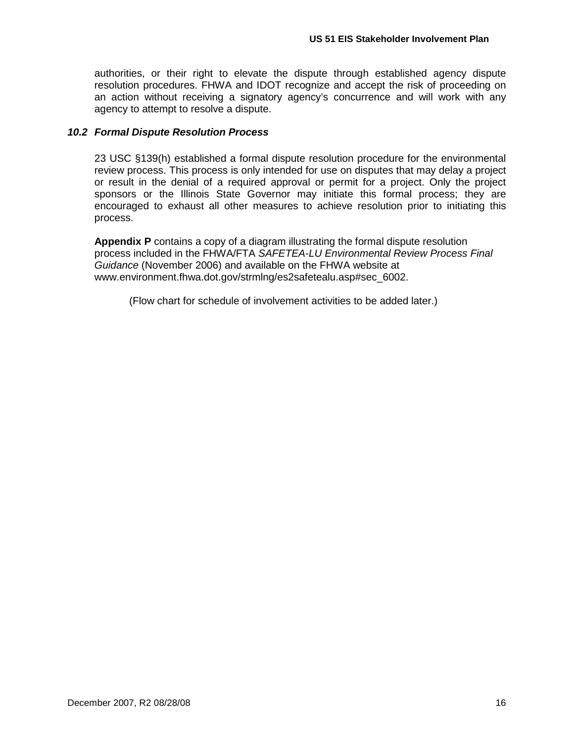authorities, or their right to elevate the dispute through established agency dispute resolution procedures. FHWA and IDOT recognize and accept the risk of proceeding on an action without receiving a signatory agency's concurrence and will work with any agency to attempt to resolve a dispute.

### *10.2 Formal Dispute Resolution Process*

23 USC §139(h) established a formal dispute resolution procedure for the environmental review process. This process is only intended for use on disputes that may delay a project or result in the denial of a required approval or permit for a project. Only the project sponsors or the Illinois State Governor may initiate this formal process; they are encouraged to exhaust all other measures to achieve resolution prior to initiating this process.

**Appendix P** contains a copy of a diagram illustrating the formal dispute resolution process included in the FHWA/FTA *SAFETEA-LU Environmental Review Process Final Guidance* (November 2006) and available on the FHWA website at www.environment.fhwa.dot.gov/strmlng/es2safetealu.asp#sec_6002.

(Flow chart for schedule of involvement activities to be added later.)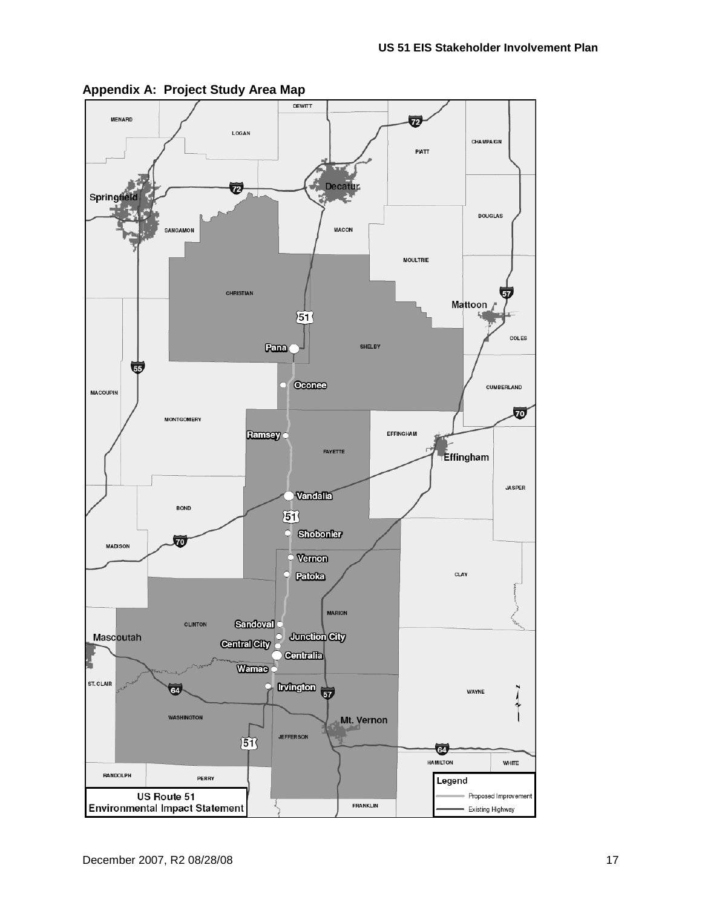## Appendix A: Project Study Area Map

MENARD

DEWITT

LOGAN

72

CHAMPAIGN

PIATT

Decatur

72

Springfield

DOUGLAS

SANGAMON

MACON

MOULTRIE

CHRISTIAN

57

Mattoon

51

COLES

Pana

SHELBY

55

Oconee

CUMBERLAND

MACOUPIN

70

MONTGOMERY

Ramsey

EFFINGHAM

FAYETTE

Effingham

JASPER

Vandalia

BOND

51

Shobonier

MADISON

70

Vernon

CLAY

Patoka

MARION

CLINTON

Sandoval

Junction City

Mascoutah

Central City

Centralia

Wamac

ST. CLAIR

Irvington

WAYNE

64

57

WASHINGTON

Mt. Vernon

JEFFERSON

51

64

HAMILTON

WHITE

RANDOLPH

PERRY

Legend

Proposed Improvement

Existing Highway

FRANKLIN

US Route 51
Environmental Impact Statement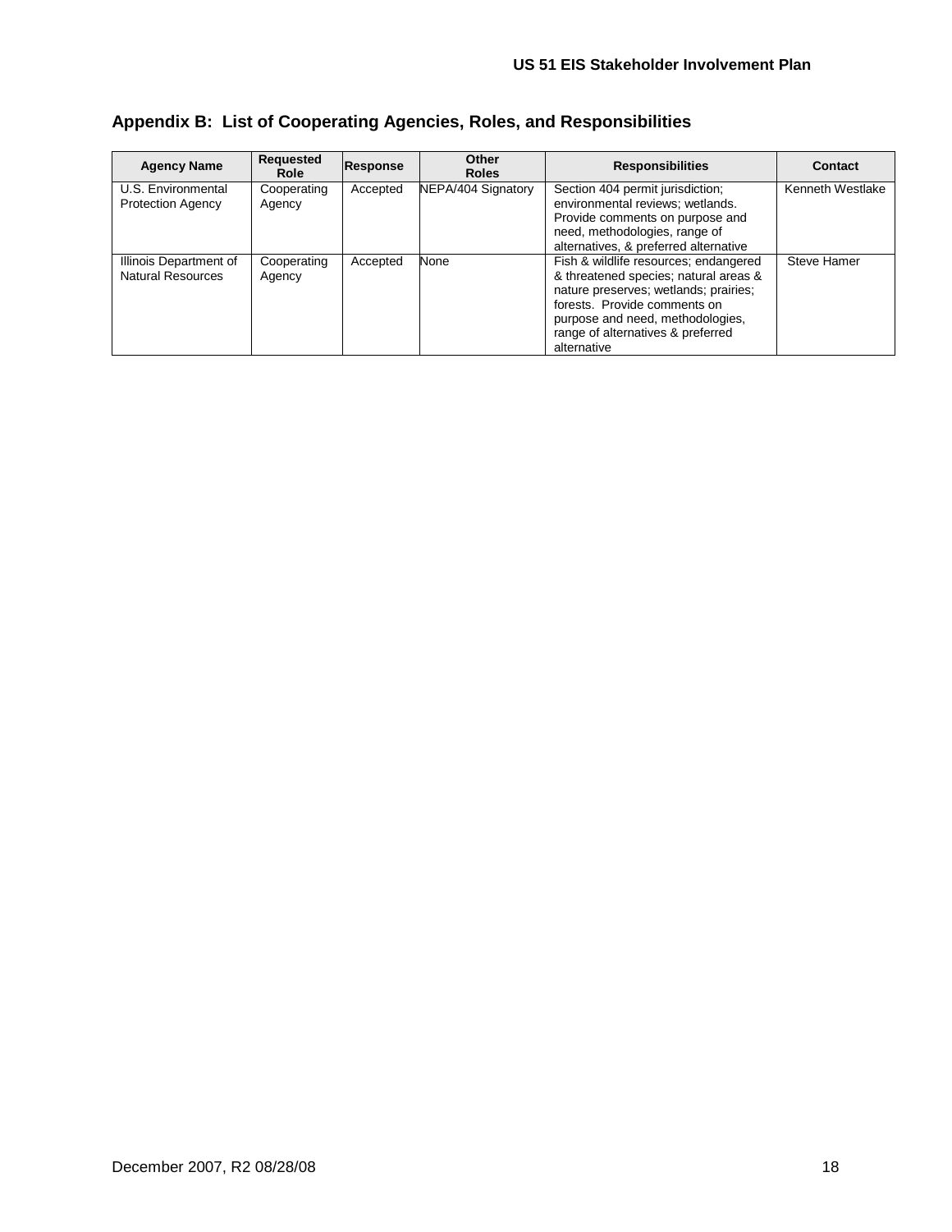## Appendix B: List of Cooperating Agencies, Roles, and Responsibilities

| Agency Name | Requested Role | Response | Other Roles | Responsibilities | Contact |
|---|---|---|---|---|---|
| U.S. Environmental Protection Agency | Cooperating Agency | Accepted | NEPA/404 Signatory | Section 404 permit jurisdiction; environmental reviews; wetlands. Provide comments on purpose and need, methodologies, range of alternatives, & preferred alternative | Kenneth Westlake |
| Illinois Department of Natural Resources | Cooperating Agency | Accepted | None | Fish & wildlife resources; endangered & threatened species; natural areas & nature preserves; wetlands; prairies; forests. Provide comments on purpose and need, methodologies, range of alternatives & preferred alternative | Steve Hamer |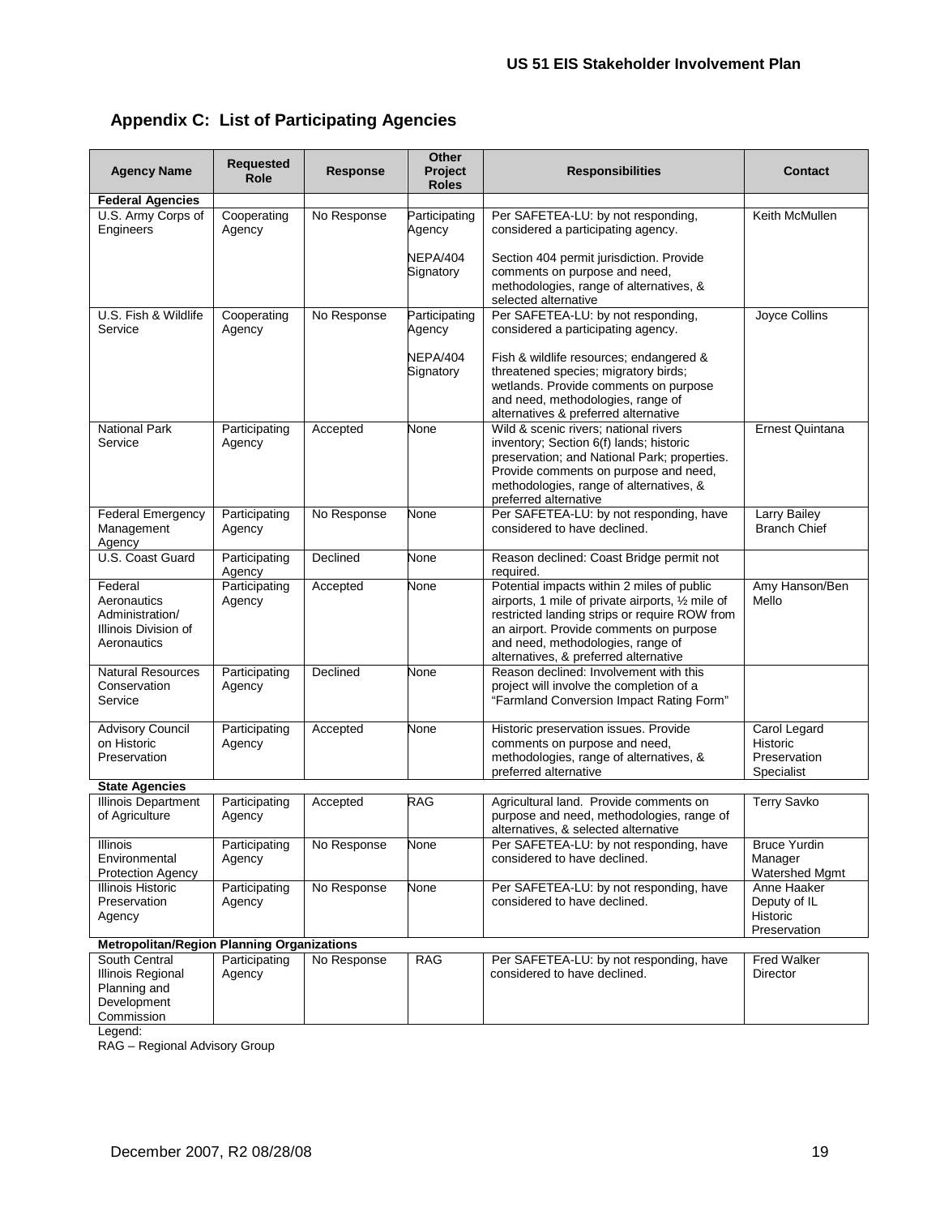## Appendix C: List of Participating Agencies

| Agency Name | Requested Role | Response | Other Project Roles | Responsibilities | Contact |
|---|---|---|---|---|---|
| **Federal Agencies** | | | | | |
| U.S. Army Corps of Engineers | Cooperating Agency | No Response | Participating Agency<br><br>NEPA/404 Signatory | Per SAFETEA-LU: by not responding, considered a participating agency.<br><br>Section 404 permit jurisdiction. Provide comments on purpose and need, methodologies, range of alternatives, & selected alternative | Keith McMullen |
| U.S. Fish & Wildlife Service | Cooperating Agency | No Response | Participating Agency<br><br>NEPA/404 Signatory | Per SAFETEA-LU: by not responding, considered a participating agency.<br><br>Fish & wildlife resources; endangered & threatened species; migratory birds; wetlands. Provide comments on purpose and need, methodologies, range of alternatives & preferred alternative | Joyce Collins |
| National Park Service | Participating Agency | Accepted | None | Wild & scenic rivers; national rivers inventory; Section 6(f) lands; historic preservation; and National Park; properties. Provide comments on purpose and need, methodologies, range of alternatives, & preferred alternative | Ernest Quintana |
| Federal Emergency Management Agency | Participating Agency | No Response | None | Per SAFETEA-LU: by not responding, have considered to have declined. | Larry Bailey Branch Chief |
| U.S. Coast Guard | Participating Agency | Declined | None | Reason declined: Coast Bridge permit not required. | |
| Federal Aeronautics Administration/ Illinois Division of Aeronautics | Participating Agency | Accepted | None | Potential impacts within 2 miles of public airports, 1 mile of private airports, ½ mile of restricted landing strips or require ROW from an airport. Provide comments on purpose and need, methodologies, range of alternatives, & preferred alternative | Amy Hanson/Ben Mello |
| Natural Resources Conservation Service | Participating Agency | Declined | None | Reason declined: Involvement with this project will involve the completion of a "Farmland Conversion Impact Rating Form" | |
| Advisory Council on Historic Preservation | Participating Agency | Accepted | None | Historic preservation issues. Provide comments on purpose and need, methodologies, range of alternatives, & preferred alternative | Carol Legard Historic Preservation Specialist |
| **State Agencies** | | | | | |
| Illinois Department of Agriculture | Participating Agency | Accepted | RAG | Agricultural land. Provide comments on purpose and need, methodologies, range of alternatives, & selected alternative | Terry Savko |
| Illinois Environmental Protection Agency | Participating Agency | No Response | None | Per SAFETEA-LU: by not responding, have considered to have declined. | Bruce Yurdin Manager Watershed Mgmt |
| Illinois Historic Preservation Agency | Participating Agency | No Response | None | Per SAFETEA-LU: by not responding, have considered to have declined. | Anne Haaker Deputy of IL Historic Preservation |
| **Metropolitan/Region Planning Organizations** | | | | | |
| South Central Illinois Regional Planning and Development Commission | Participating Agency | No Response | RAG | Per SAFETEA-LU: by not responding, have considered to have declined. | Fred Walker Director |

Legend:
RAG – Regional Advisory Group

December 2007, R2 08/28/08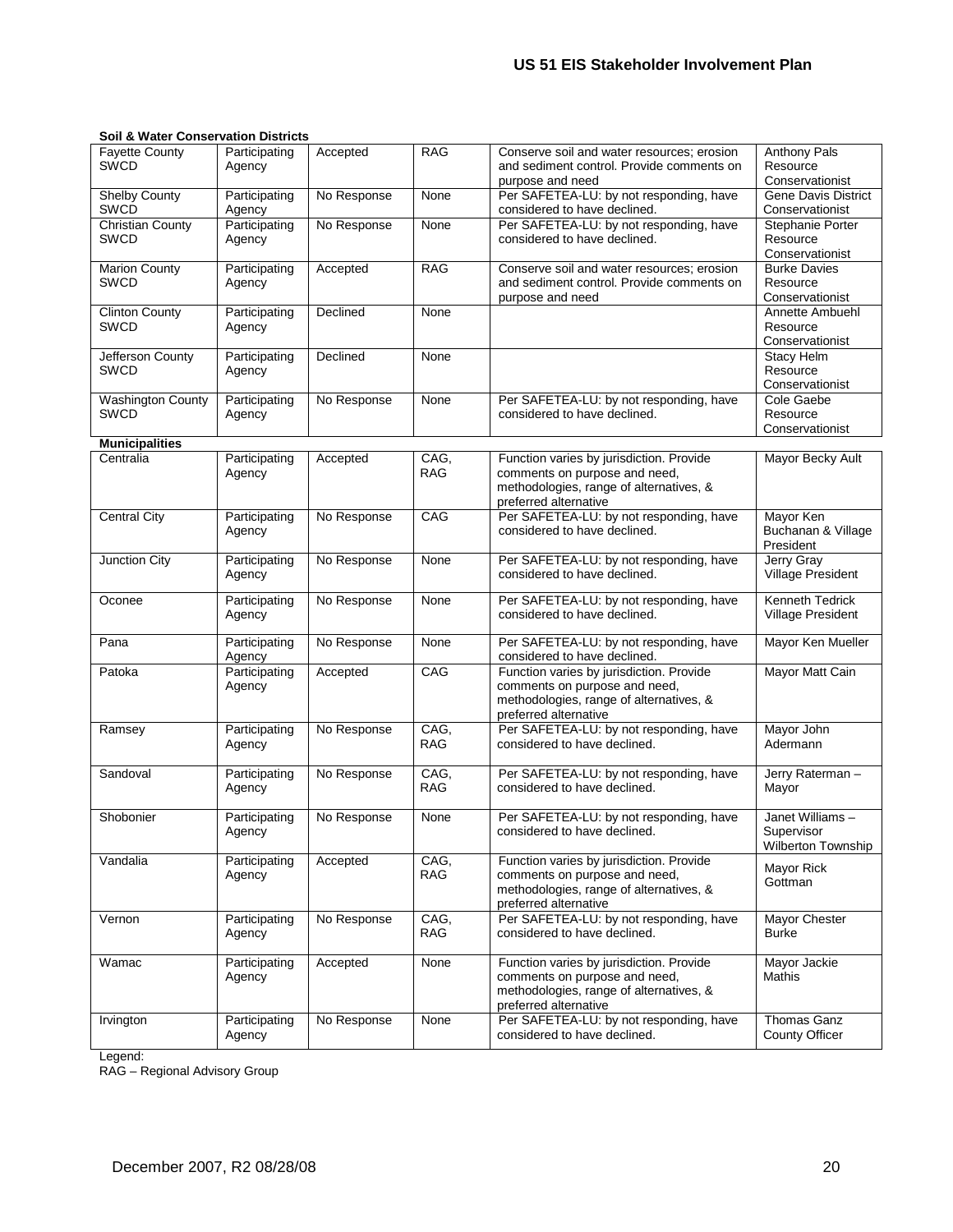**Soil & Water Conservation Districts**

| | | | | | |
|---|---|---|---|---|---|
| Fayette County SWCD | Participating Agency | Accepted | RAG | Conserve soil and water resources; erosion and sediment control. Provide comments on purpose and need | Anthony Pals Resource Conservationist |
| Shelby County SWCD | Participating Agency | No Response | None | Per SAFETEA-LU: by not responding, have considered to have declined. | Gene Davis District Conservationist |
| Christian County SWCD | Participating Agency | No Response | None | Per SAFETEA-LU: by not responding, have considered to have declined. | Stephanie Porter Resource Conservationist |
| Marion County SWCD | Participating Agency | Accepted | RAG | Conserve soil and water resources; erosion and sediment control. Provide comments on purpose and need | Burke Davies Resource Conservationist |
| Clinton County SWCD | Participating Agency | Declined | None | | Annette Ambuehl Resource Conservationist |
| Jefferson County SWCD | Participating Agency | Declined | None | | Stacy Helm Resource Conservationist |
| Washington County SWCD | Participating Agency | No Response | None | Per SAFETEA-LU: by not responding, have considered to have declined. | Cole Gaebe Resource Conservationist |

**Municipalities**

| | | | | | |
|---|---|---|---|---|---|
| Centralia | Participating Agency | Accepted | CAG, RAG | Function varies by jurisdiction. Provide comments on purpose and need, methodologies, range of alternatives, & preferred alternative | Mayor Becky Ault |
| Central City | Participating Agency | No Response | CAG | Per SAFETEA-LU: by not responding, have considered to have declined. | Mayor Ken Buchanan & Village President |
| Junction City | Participating Agency | No Response | None | Per SAFETEA-LU: by not responding, have considered to have declined. | Jerry Gray Village President |
| Oconee | Participating Agency | No Response | None | Per SAFETEA-LU: by not responding, have considered to have declined. | Kenneth Tedrick Village President |
| Pana | Participating Agency | No Response | None | Per SAFETEA-LU: by not responding, have considered to have declined. | Mayor Ken Mueller |
| Patoka | Participating Agency | Accepted | CAG | Function varies by jurisdiction. Provide comments on purpose and need, methodologies, range of alternatives, & preferred alternative | Mayor Matt Cain |
| Ramsey | Participating Agency | No Response | CAG, RAG | Per SAFETEA-LU: by not responding, have considered to have declined. | Mayor John Adermann |
| Sandoval | Participating Agency | No Response | CAG, RAG | Per SAFETEA-LU: by not responding, have considered to have declined. | Jerry Raterman – Mayor |
| Shobonier | Participating Agency | No Response | None | Per SAFETEA-LU: by not responding, have considered to have declined. | Janet Williams – Supervisor Wilberton Township |
| Vandalia | Participating Agency | Accepted | CAG, RAG | Function varies by jurisdiction. Provide comments on purpose and need, methodologies, range of alternatives, & preferred alternative | Mayor Rick Gottman |
| Vernon | Participating Agency | No Response | CAG, RAG | Per SAFETEA-LU: by not responding, have considered to have declined. | Mayor Chester Burke |
| Wamac | Participating Agency | Accepted | None | Function varies by jurisdiction. Provide comments on purpose and need, methodologies, range of alternatives, & preferred alternative | Mayor Jackie Mathis |
| Irvington | Participating Agency | No Response | None | Per SAFETEA-LU: by not responding, have considered to have declined. | Thomas Ganz County Officer |

Legend:
RAG – Regional Advisory Group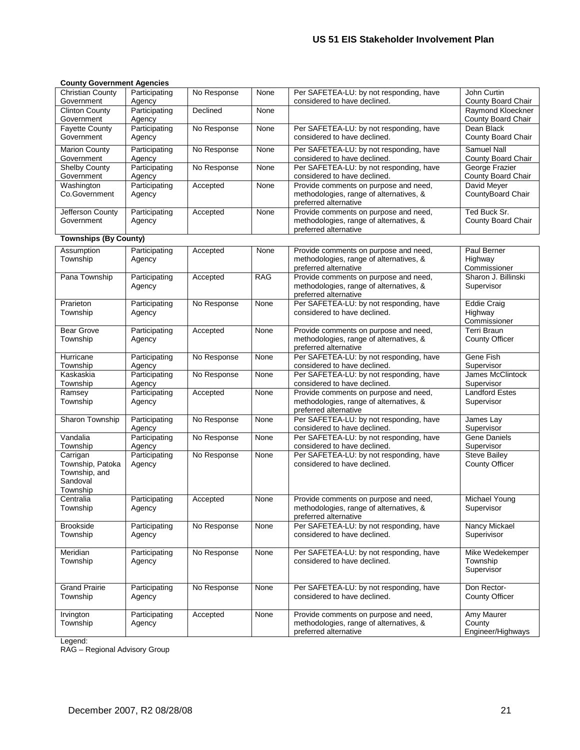**County Government Agencies**

| | | | | | |
|---|---|---|---|---|---|
| Christian County Government | Participating Agency | No Response | None | Per SAFETEA-LU: by not responding, have considered to have declined. | John Curtin County Board Chair |
| Clinton County Government | Participating Agency | Declined | None | | Raymond Kloeckner County Board Chair |
| Fayette County Government | Participating Agency | No Response | None | Per SAFETEA-LU: by not responding, have considered to have declined. | Dean Black County Board Chair |
| Marion County Government | Participating Agency | No Response | None | Per SAFETEA-LU: by not responding, have considered to have declined. | Samuel Nall County Board Chair |
| Shelby County Government | Participating Agency | No Response | None | Per SAFETEA-LU: by not responding, have considered to have declined. | George Frazier County Board Chair |
| Washington Co.Government | Participating Agency | Accepted | None | Provide comments on purpose and need, methodologies, range of alternatives, & preferred alternative | David Meyer CountyBoard Chair |
| Jefferson County Government | Participating Agency | Accepted | None | Provide comments on purpose and need, methodologies, range of alternatives, & preferred alternative | Ted Buck Sr. County Board Chair |

**Townships (By County)**

| | | | | | |
|---|---|---|---|---|---|
| Assumption Township | Participating Agency | Accepted | None | Provide comments on purpose and need, methodologies, range of alternatives, & preferred alternative | Paul Berner Highway Commissioner |
| Pana Township | Participating Agency | Accepted | RAG | Provide comments on purpose and need, methodologies, range of alternatives, & preferred alternative | Sharon J. Billinski Supervisor |
| Prarieton Township | Participating Agency | No Response | None | Per SAFETEA-LU: by not responding, have considered to have declined. | Eddie Craig Highway Commissioner |
| Bear Grove Township | Participating Agency | Accepted | None | Provide comments on purpose and need, methodologies, range of alternatives, & preferred alternative | Terri Braun County Officer |
| Hurricane Township | Participating Agency | No Response | None | Per SAFETEA-LU: by not responding, have considered to have declined. | Gene Fish Supervisor |
| Kaskaskia Township | Participating Agency | No Response | None | Per SAFETEA-LU: by not responding, have considered to have declined. | James McClintock Supervisor |
| Ramsey Township | Participating Agency | Accepted | None | Provide comments on purpose and need, methodologies, range of alternatives, & preferred alternative | Landford Estes Supervisor |
| Sharon Township | Participating Agency | No Response | None | Per SAFETEA-LU: by not responding, have considered to have declined. | James Lay Supervisor |
| Vandalia Township | Participating Agency | No Response | None | Per SAFETEA-LU: by not responding, have considered to have declined. | Gene Daniels Supervisor |
| Carrigan Township, Patoka Township, and Sandoval Township | Participating Agency | No Response | None | Per SAFETEA-LU: by not responding, have considered to have declined. | Steve Bailey County Officer |
| Centralia Township | Participating Agency | Accepted | None | Provide comments on purpose and need, methodologies, range of alternatives, & preferred alternative | Michael Young Supervisor |
| Brookside Township | Participating Agency | No Response | None | Per SAFETEA-LU: by not responding, have considered to have declined. | Nancy Mickael Superivisor |
| Meridian Township | Participating Agency | No Response | None | Per SAFETEA-LU: by not responding, have considered to have declined. | Mike Wedekemper Township Supervisor |
| Grand Prairie Township | Participating Agency | No Response | None | Per SAFETEA-LU: by not responding, have considered to have declined. | Don Rector-County Officer |
| Irvington Township | Participating Agency | Accepted | None | Provide comments on purpose and need, methodologies, range of alternatives, & preferred alternative | Amy Maurer County Engineer/Highways |

Legend:
RAG – Regional Advisory Group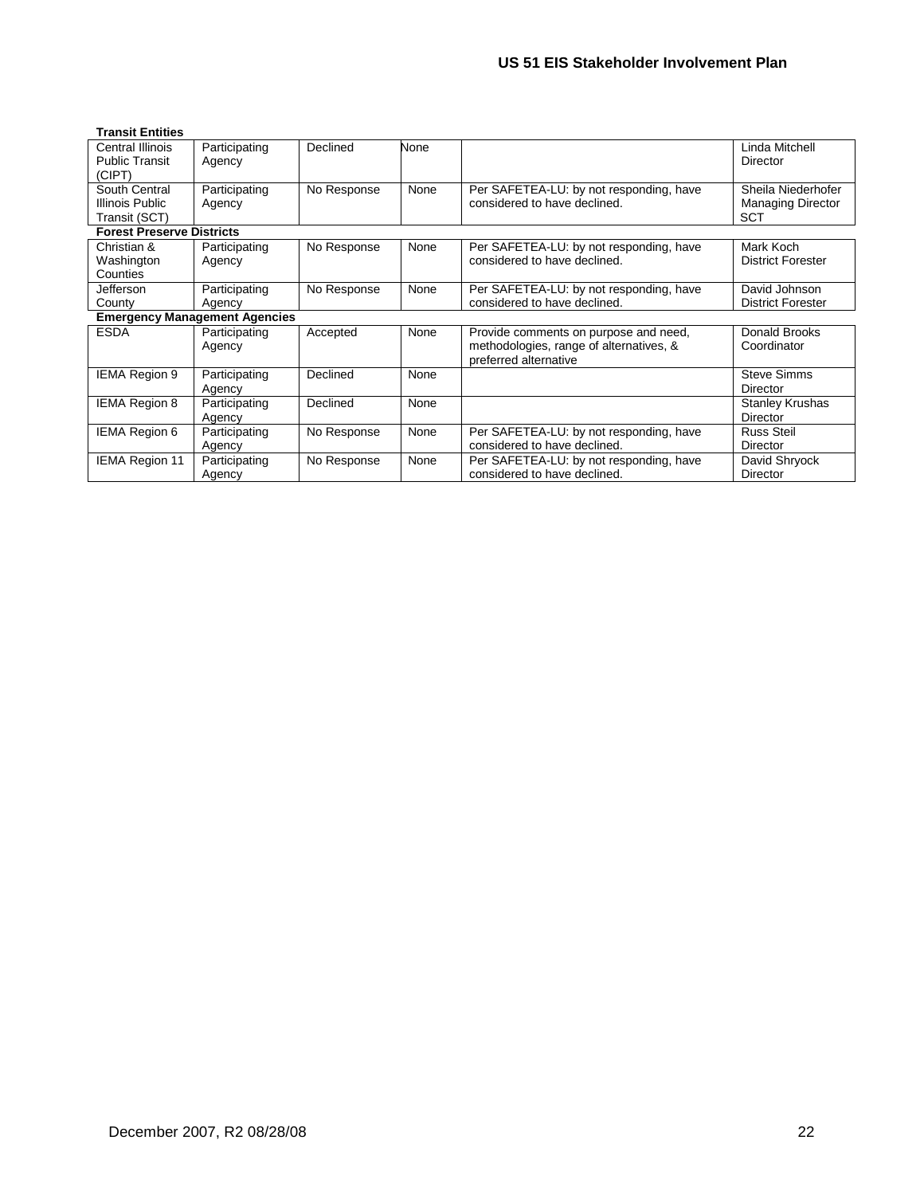| | | | | | |
|---|---|---|---|---|---|
| **Transit Entities** | | | | | |
| Central Illinois Public Transit (CIPT) | Participating Agency | Declined | None | | Linda Mitchell Director |
| South Central Illinois Public Transit (SCT) | Participating Agency | No Response | None | Per SAFETEA-LU: by not responding, have considered to have declined. | Sheila Niederhofer Managing Director SCT |
| **Forest Preserve Districts** | | | | | |
| Christian & Washington Counties | Participating Agency | No Response | None | Per SAFETEA-LU: by not responding, have considered to have declined. | Mark Koch District Forester |
| Jefferson County | Participating Agency | No Response | None | Per SAFETEA-LU: by not responding, have considered to have declined. | David Johnson District Forester |
| **Emergency Management Agencies** | | | | | |
| ESDA | Participating Agency | Accepted | None | Provide comments on purpose and need, methodologies, range of alternatives, & preferred alternative | Donald Brooks Coordinator |
| IEMA Region 9 | Participating Agency | Declined | None | | Steve Simms Director |
| IEMA Region 8 | Participating Agency | Declined | None | | Stanley Krushas Director |
| IEMA Region 6 | Participating Agency | No Response | None | Per SAFETEA-LU: by not responding, have considered to have declined. | Russ Steil Director |
| IEMA Region 11 | Participating Agency | No Response | None | Per SAFETEA-LU: by not responding, have considered to have declined. | David Shryock Director |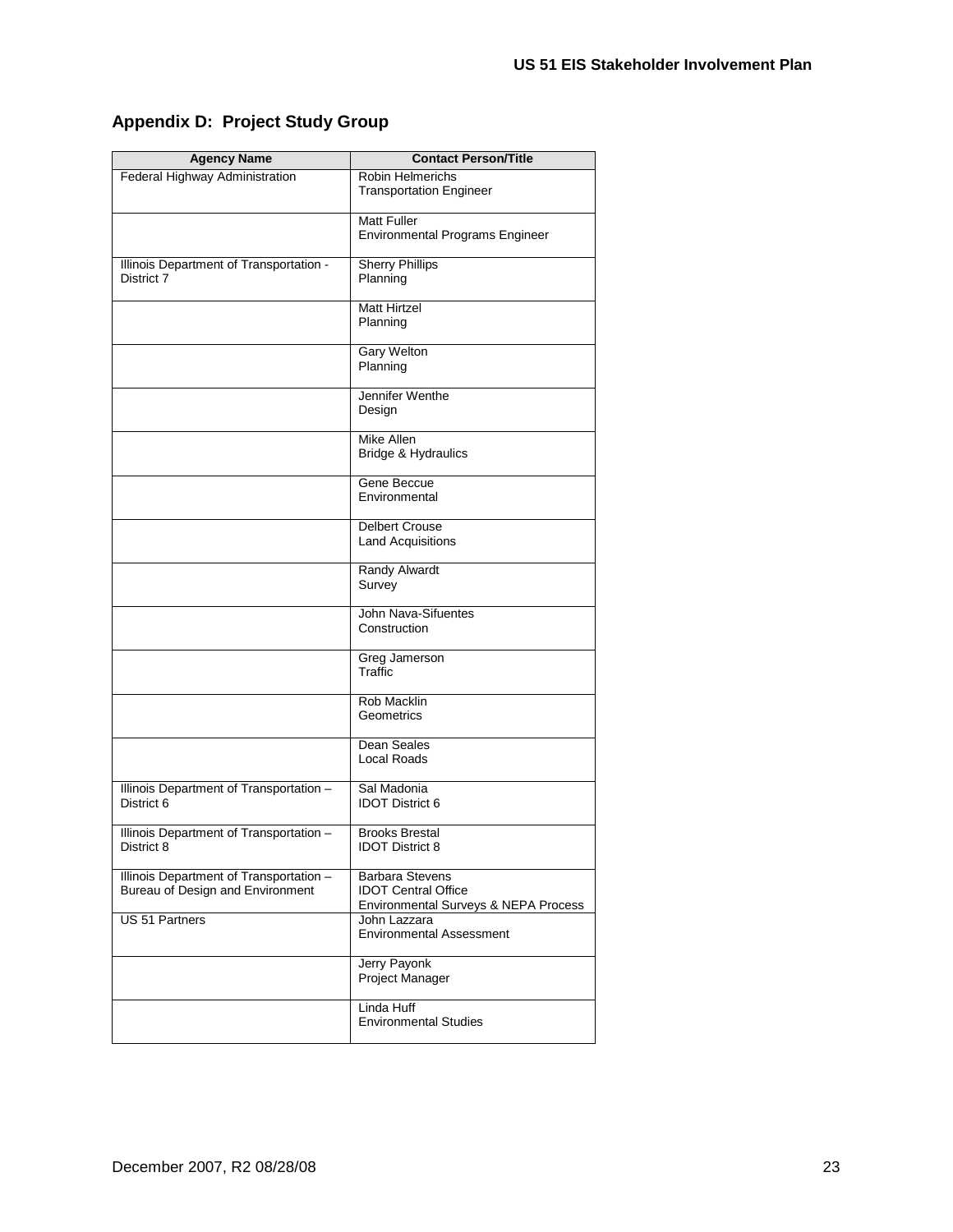## Appendix D: Project Study Group

| Agency Name | Contact Person/Title |
|---|---|
| Federal Highway Administration | Robin Helmerichs<br>Transportation Engineer |
| | Matt Fuller<br>Environmental Programs Engineer |
| Illinois Department of Transportation - District 7 | Sherry Phillips<br>Planning |
| | Matt Hirtzel<br>Planning |
| | Gary Welton<br>Planning |
| | Jennifer Wenthe<br>Design |
| | Mike Allen<br>Bridge & Hydraulics |
| | Gene Beccue<br>Environmental |
| | Delbert Crouse<br>Land Acquisitions |
| | Randy Alwardt<br>Survey |
| | John Nava-Sifuentes<br>Construction |
| | Greg Jamerson<br>Traffic |
| | Rob Macklin<br>Geometrics |
| | Dean Seales<br>Local Roads |
| Illinois Department of Transportation – District 6 | Sal Madonia<br>IDOT District 6 |
| Illinois Department of Transportation – District 8 | Brooks Brestal<br>IDOT District 8 |
| Illinois Department of Transportation – Bureau of Design and Environment | Barbara Stevens<br>IDOT Central Office<br>Environmental Surveys & NEPA Process |
| US 51 Partners | John Lazzara<br>Environmental Assessment |
| | Jerry Payonk<br>Project Manager |
| | Linda Huff<br>Environmental Studies |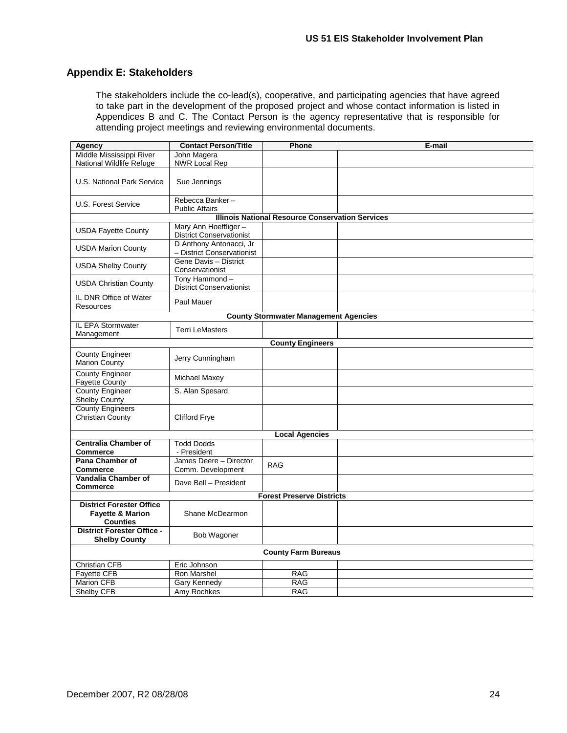## Appendix E: Stakeholders

The stakeholders include the co-lead(s), cooperative, and participating agencies that have agreed to take part in the development of the proposed project and whose contact information is listed in Appendices B and C. The Contact Person is the agency representative that is responsible for attending project meetings and reviewing environmental documents.

| Agency | Contact Person/Title | Phone | E-mail |
|---|---|---|---|
| Middle Mississippi River National Wildlife Refuge | John Magera NWR Local Rep | | |
| U.S. National Park Service | Sue Jennings | | |
| U.S. Forest Service | Rebecca Banker – Public Affairs | | |
| **Illinois National Resource Conservation Services** | | | |
| USDA Fayette County | Mary Ann Hoeffliger – District Conservationist | | |
| USDA Marion County | D Anthony Antonacci, Jr – District Conservationist | | |
| USDA Shelby County | Gene Davis – District Conservationist | | |
| USDA Christian County | Tony Hammond – District Conservationist | | |
| IL DNR Office of Water Resources | Paul Mauer | | |
| **County Stormwater Management Agencies** | | | |
| IL EPA Stormwater Management | Terri LeMasters | | |
| **County Engineers** | | | |
| County Engineer Marion County | Jerry Cunningham | | |
| County Engineer Fayette County | Michael Maxey | | |
| County Engineer Shelby County | S. Alan Spesard | | |
| County Engineers Christian County | Clifford Frye | | |
| **Local Agencies** | | | |
| **Centralia Chamber of Commerce** | Todd Dodds - President | | |
| **Pana Chamber of Commerce** | James Deere – Director Comm. Development | RAG | |
| **Vandalia Chamber of Commerce** | Dave Bell – President | | |
| **Forest Preserve Districts** | | | |
| **District Forester Office Fayette & Marion Counties** | Shane McDearmon | | |
| **District Forester Office - Shelby County** | Bob Wagoner | | |
| **County Farm Bureaus** | | | |
| Christian CFB | Eric Johnson | | |
| Fayette CFB | Ron Marshel | RAG | |
| Marion CFB | Gary Kennedy | RAG | |
| Shelby CFB | Amy Rochkes | RAG | |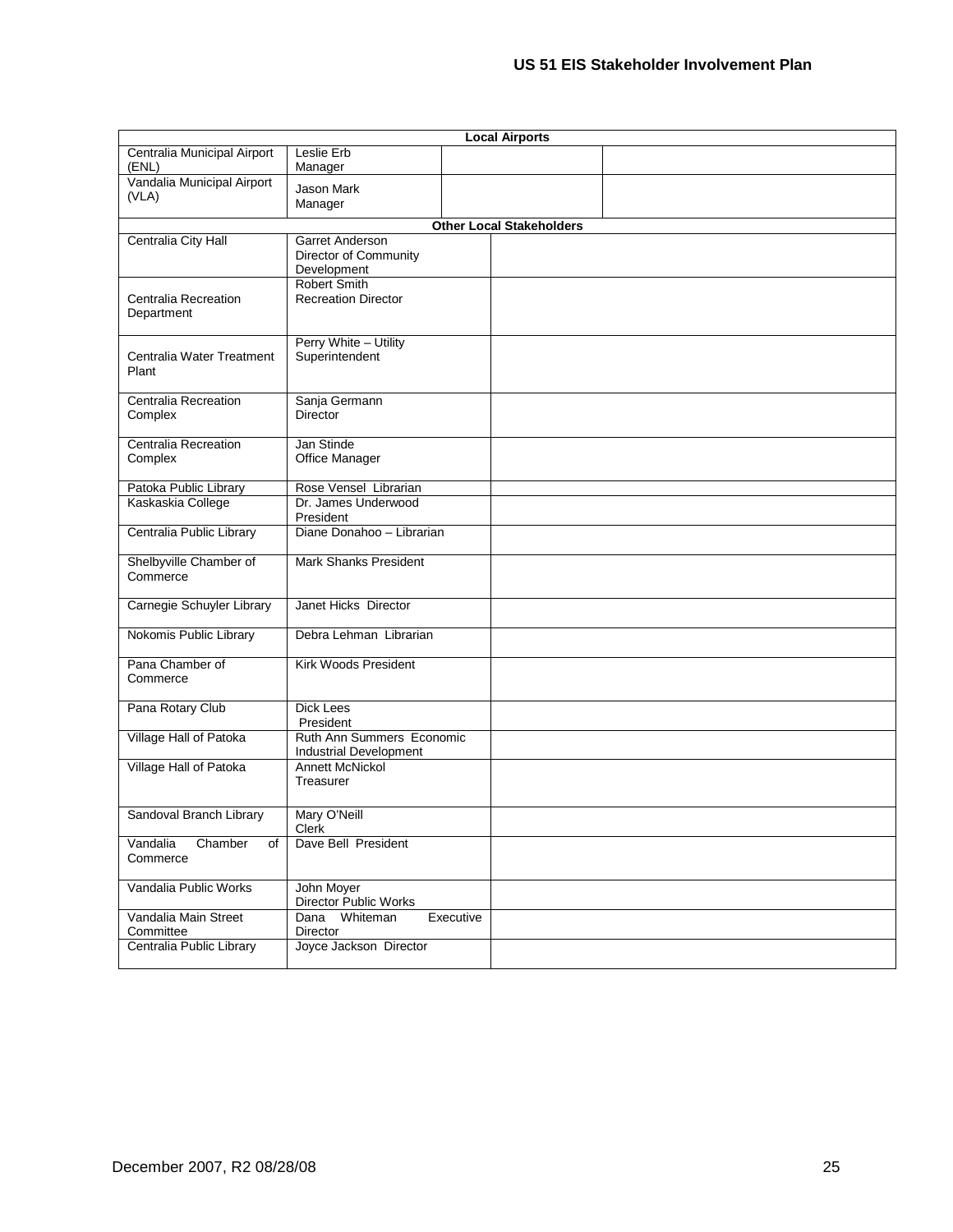| Local Airports | | | |
|---|---|---|---|
| Centralia Municipal Airport (ENL) | Leslie Erb Manager | | |
| Vandalia Municipal Airport (VLA) | Jason Mark Manager | | |

| Other Local Stakeholders | | |
|---|---|---|
| Centralia City Hall | Garret Anderson Director of Community Development | |
| Centralia Recreation Department | Robert Smith Recreation Director | |
| Centralia Water Treatment Plant | Perry White – Utility Superintendent | |
| Centralia Recreation Complex | Sanja Germann Director | |
| Centralia Recreation Complex | Jan Stinde Office Manager | |
| Patoka Public Library | Rose Vensel Librarian | |
| Kaskaskia College | Dr. James Underwood President | |
| Centralia Public Library | Diane Donahoo – Librarian | |
| Shelbyville Chamber of Commerce | Mark Shanks President | |
| Carnegie Schuyler Library | Janet Hicks Director | |
| Nokomis Public Library | Debra Lehman Librarian | |
| Pana Chamber of Commerce | Kirk Woods President | |
| Pana Rotary Club | Dick Lees President | |
| Village Hall of Patoka | Ruth Ann Summers Economic Industrial Development | |
| Village Hall of Patoka | Annett McNickol Treasurer | |
| Sandoval Branch Library | Mary O'Neill Clerk | |
| Vandalia Chamber of Commerce | Dave Bell President | |
| Vandalia Public Works | John Moyer Director Public Works | |
| Vandalia Main Street Committee | Dana Whiteman Executive Director | |
| Centralia Public Library | Joyce Jackson Director | |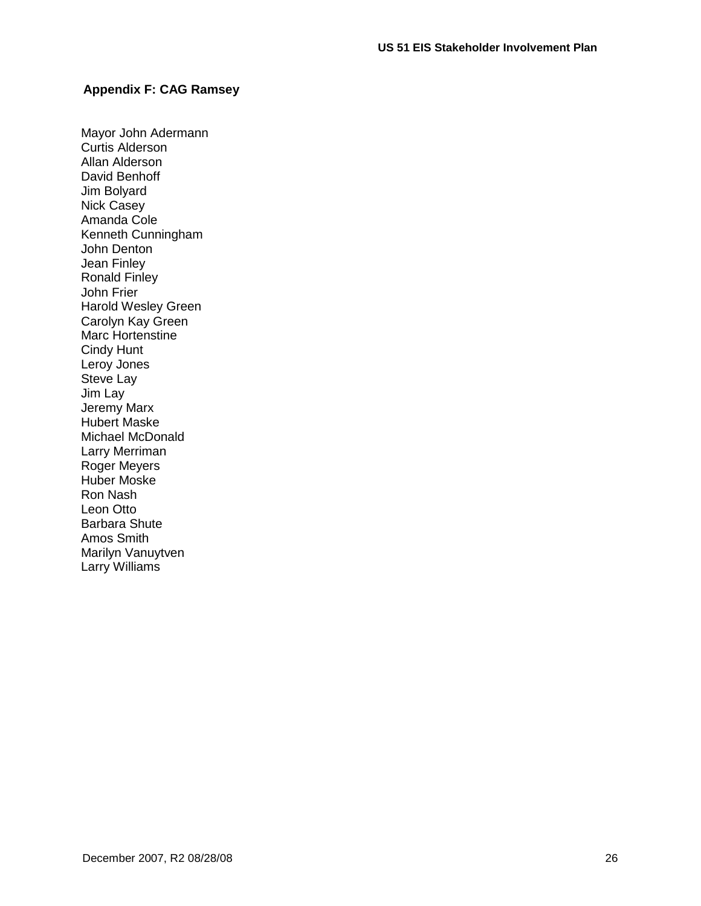## Appendix F: CAG Ramsey

Mayor John Adermann
Curtis Alderson
Allan Alderson
David Benhoff
Jim Bolyard
Nick Casey
Amanda Cole
Kenneth Cunningham
John Denton
Jean Finley
Ronald Finley
John Frier
Harold Wesley Green
Carolyn Kay Green
Marc Hortenstine
Cindy Hunt
Leroy Jones
Steve Lay
Jim Lay
Jeremy Marx
Hubert Maske
Michael McDonald
Larry Merriman
Roger Meyers
Huber Moske
Ron Nash
Leon Otto
Barbara Shute
Amos Smith
Marilyn Vanuytven
Larry Williams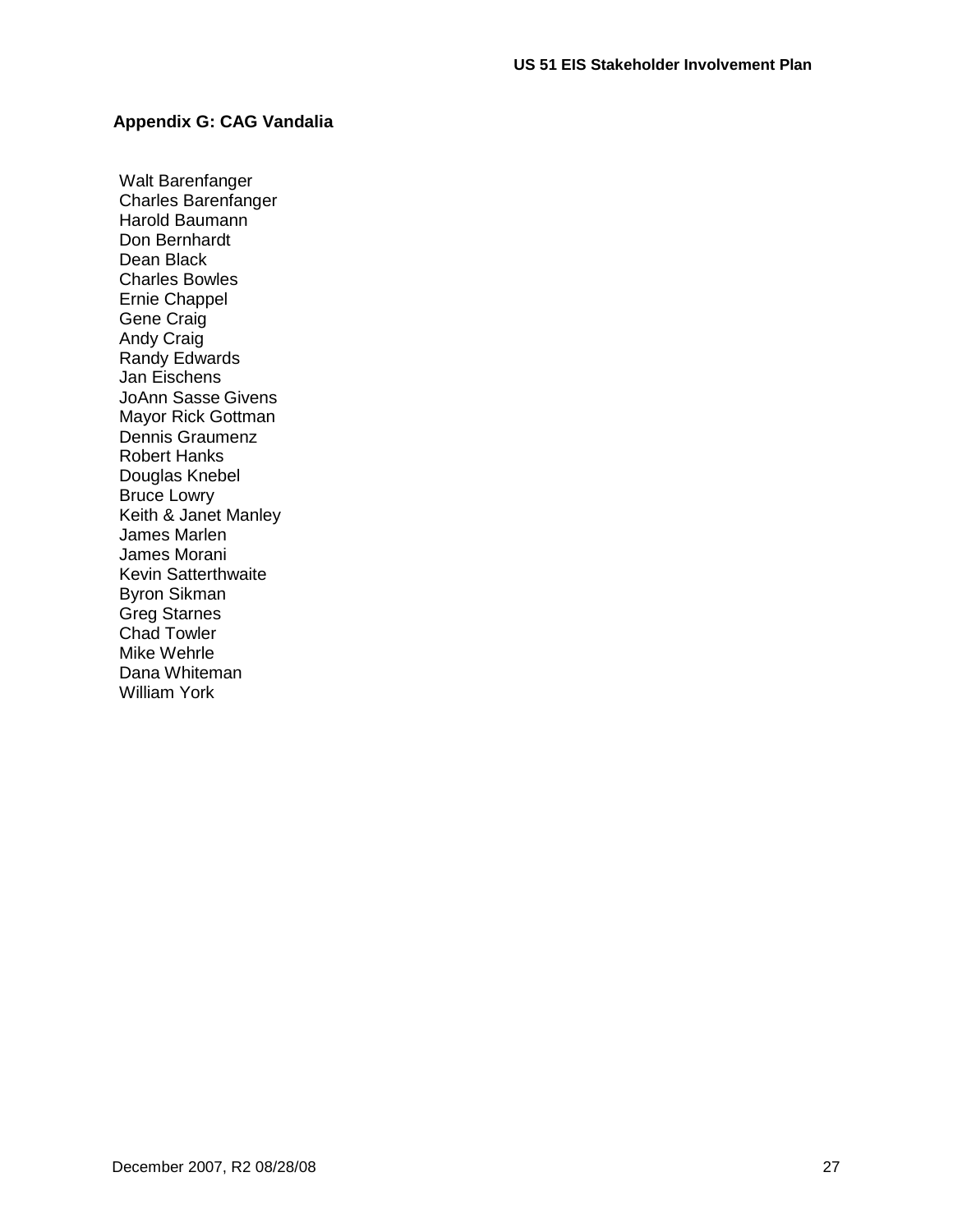## Appendix G: CAG Vandalia

Walt Barenfanger
Charles Barenfanger
Harold Baumann
Don Bernhardt
Dean Black
Charles Bowles
Ernie Chappel
Gene Craig
Andy Craig
Randy Edwards
Jan Eischens
JoAnn Sasse Givens
Mayor Rick Gottman
Dennis Graumenz
Robert Hanks
Douglas Knebel
Bruce Lowry
Keith & Janet Manley
James Marlen
James Morani
Kevin Satterthwaite
Byron Sikman
Greg Starnes
Chad Towler
Mike Wehrle
Dana Whiteman
William York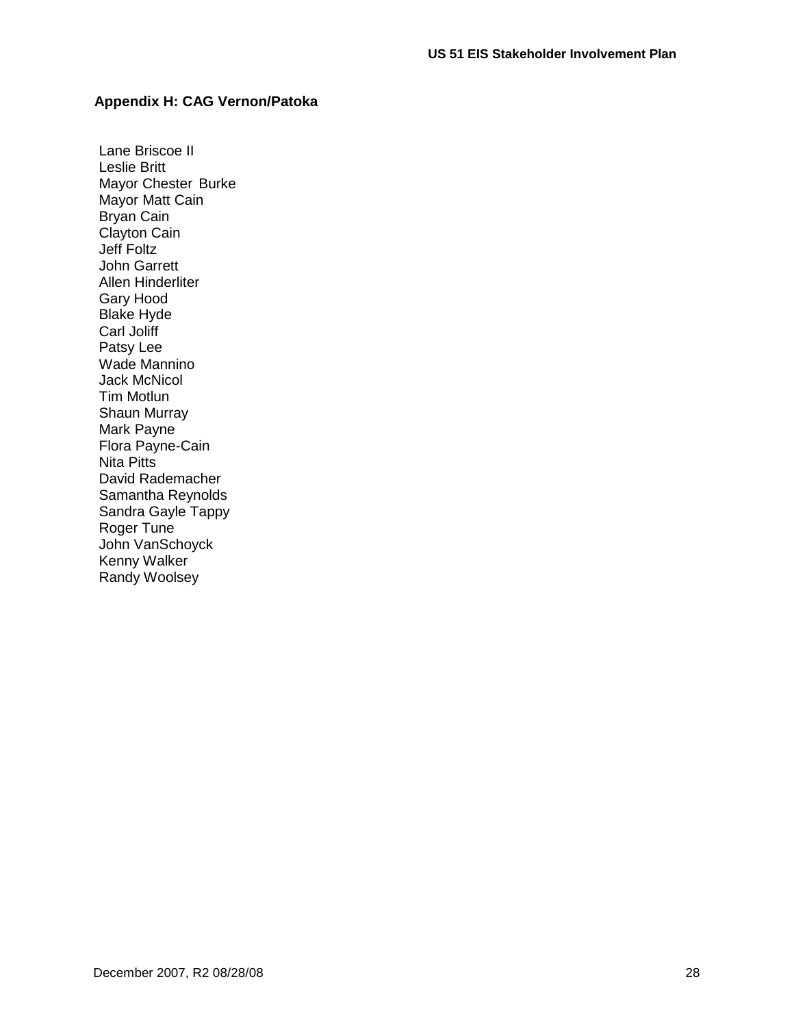## Appendix H: CAG Vernon/Patoka

Lane Briscoe II
Leslie Britt
Mayor Chester Burke
Mayor Matt Cain
Bryan Cain
Clayton Cain
Jeff Foltz
John Garrett
Allen Hinderliter
Gary Hood
Blake Hyde
Carl Joliff
Patsy Lee
Wade Mannino
Jack McNicol
Tim Motlun
Shaun Murray
Mark Payne
Flora Payne-Cain
Nita Pitts
David Rademacher
Samantha Reynolds
Sandra Gayle Tappy
Roger Tune
John VanSchoyck
Kenny Walker
Randy Woolsey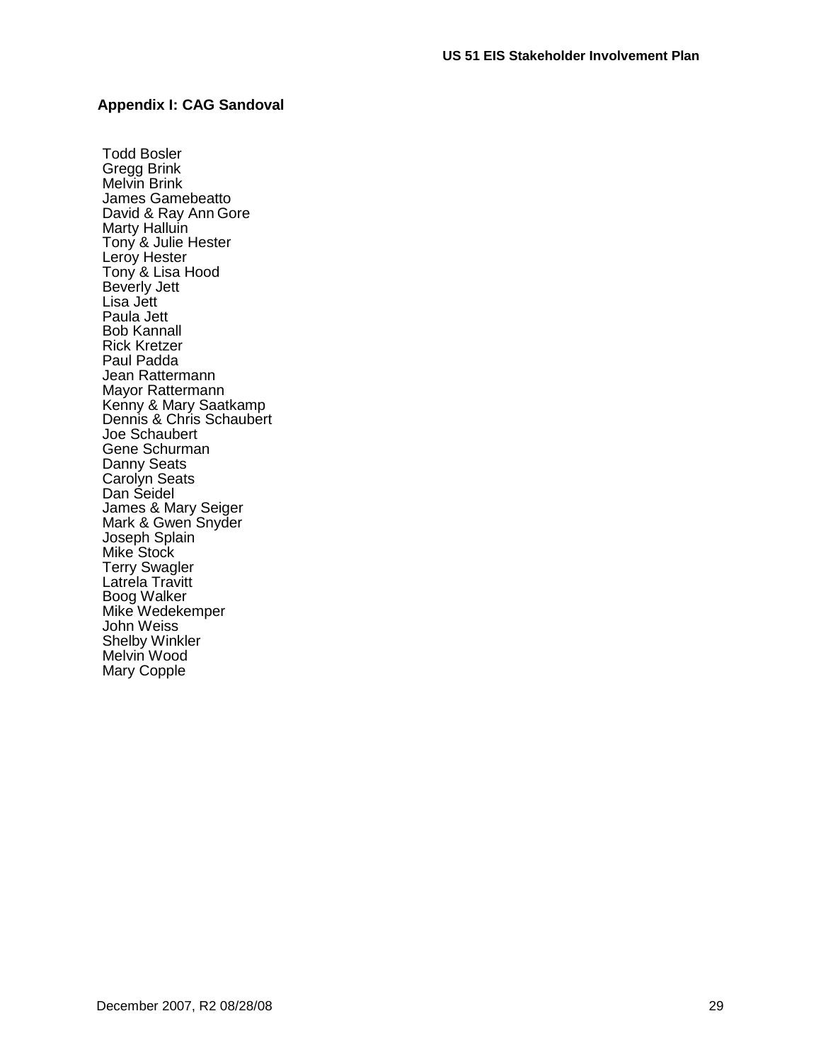## Appendix I: CAG Sandoval

Todd Bosler
Gregg Brink
Melvin Brink
James Gamebeatto
David & Ray Ann Gore
Marty Halluin
Tony & Julie Hester
Leroy Hester
Tony & Lisa Hood
Beverly Jett
Lisa Jett
Paula Jett
Bob Kannall
Rick Kretzer
Paul Padda
Jean Rattermann
Mayor Rattermann
Kenny & Mary Saatkamp
Dennis & Chris Schaubert
Joe Schaubert
Gene Schurman
Danny Seats
Carolyn Seats
Dan Seidel
James & Mary Seiger
Mark & Gwen Snyder
Joseph Splain
Mike Stock
Terry Swagler
Latrela Travitt
Boog Walker
Mike Wedekemper
John Weiss
Shelby Winkler
Melvin Wood
Mary Copple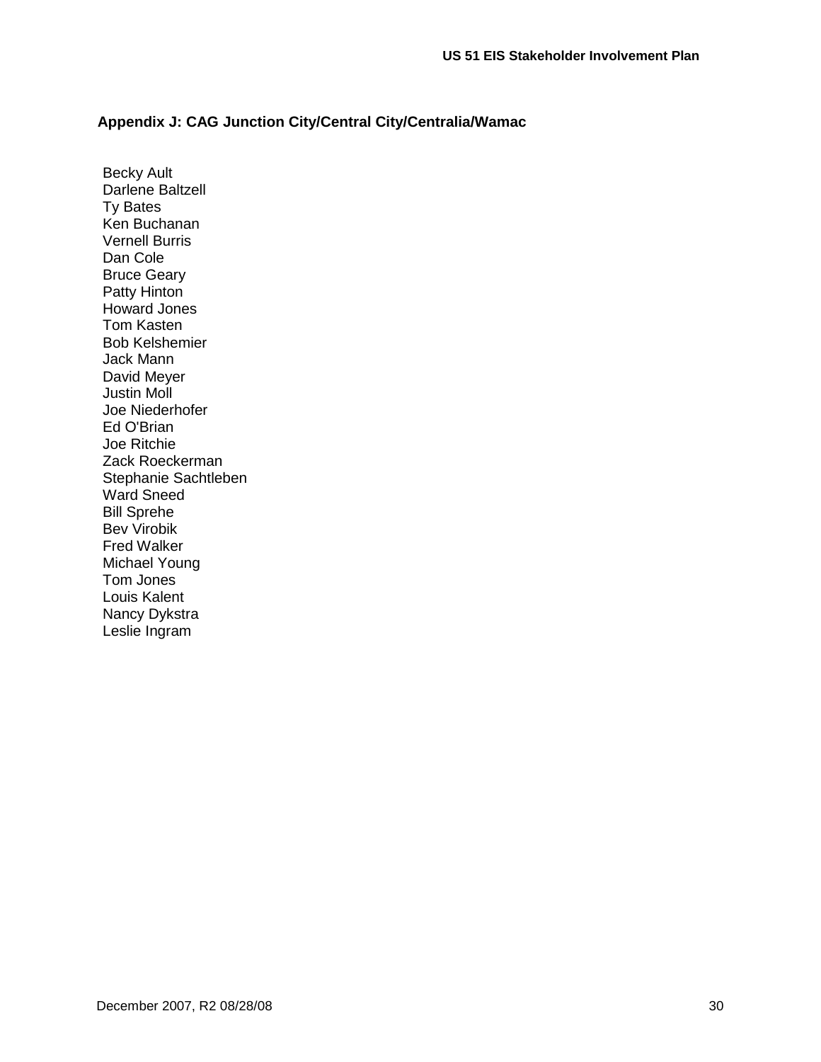## Appendix J: CAG Junction City/Central City/Centralia/Wamac

Becky Ault
Darlene Baltzell
Ty Bates
Ken Buchanan
Vernell Burris
Dan Cole
Bruce Geary
Patty Hinton
Howard Jones
Tom Kasten
Bob Kelshemier
Jack Mann
David Meyer
Justin Moll
Joe Niederhofer
Ed O'Brian
Joe Ritchie
Zack Roeckerman
Stephanie Sachtleben
Ward Sneed
Bill Sprehe
Bev Virobik
Fred Walker
Michael Young
Tom Jones
Louis Kalent
Nancy Dykstra
Leslie Ingram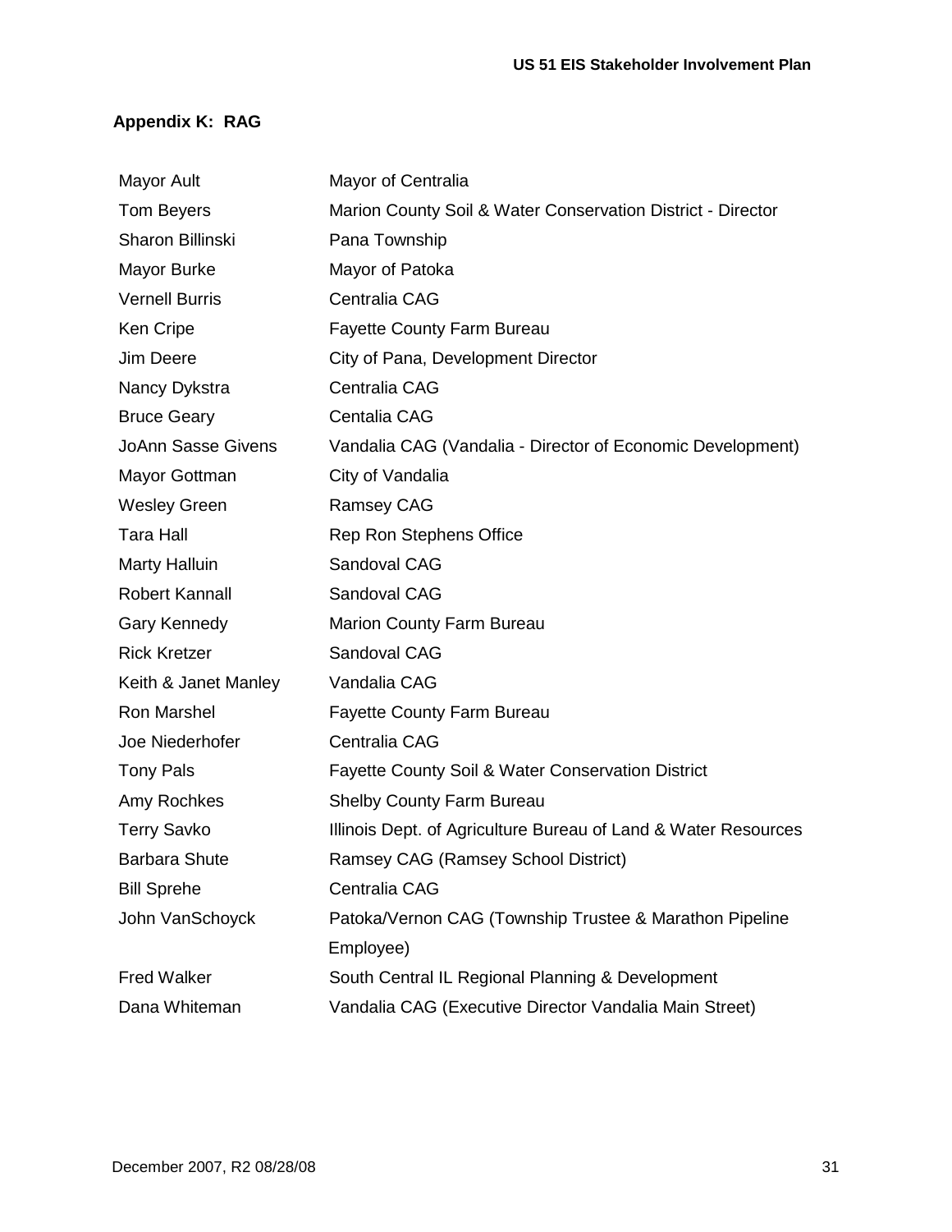## Appendix K: RAG

| | |
|---|---|
| Mayor Ault | Mayor of Centralia |
| Tom Beyers | Marion County Soil & Water Conservation District - Director |
| Sharon Billinski | Pana Township |
| Mayor Burke | Mayor of Patoka |
| Vernell Burris | Centralia CAG |
| Ken Cripe | Fayette County Farm Bureau |
| Jim Deere | City of Pana, Development Director |
| Nancy Dykstra | Centralia CAG |
| Bruce Geary | Centalia CAG |
| JoAnn Sasse Givens | Vandalia CAG (Vandalia - Director of Economic Development) |
| Mayor Gottman | City of Vandalia |
| Wesley Green | Ramsey CAG |
| Tara Hall | Rep Ron Stephens Office |
| Marty Halluin | Sandoval CAG |
| Robert Kannall | Sandoval CAG |
| Gary Kennedy | Marion County Farm Bureau |
| Rick Kretzer | Sandoval CAG |
| Keith & Janet Manley | Vandalia CAG |
| Ron Marshel | Fayette County Farm Bureau |
| Joe Niederhofer | Centralia CAG |
| Tony Pals | Fayette County Soil & Water Conservation District |
| Amy Rochkes | Shelby County Farm Bureau |
| Terry Savko | Illinois Dept. of Agriculture Bureau of Land & Water Resources |
| Barbara Shute | Ramsey CAG (Ramsey School District) |
| Bill Sprehe | Centralia CAG |
| John VanSchoyck | Patoka/Vernon CAG (Township Trustee & Marathon Pipeline Employee) |
| Fred Walker | South Central IL Regional Planning & Development |
| Dana Whiteman | Vandalia CAG (Executive Director Vandalia Main Street) |

December 2007, R2 08/28/08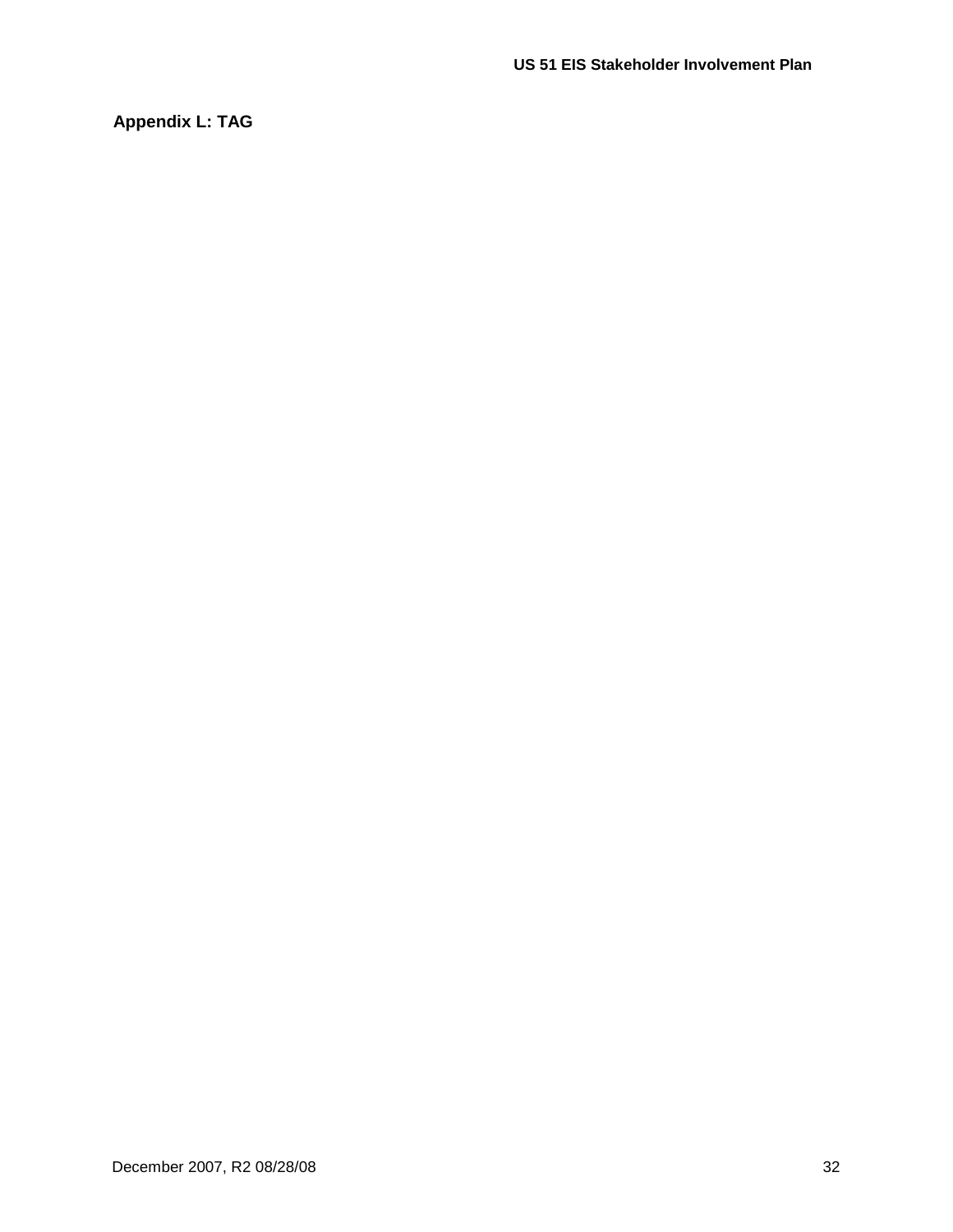## Appendix L: TAG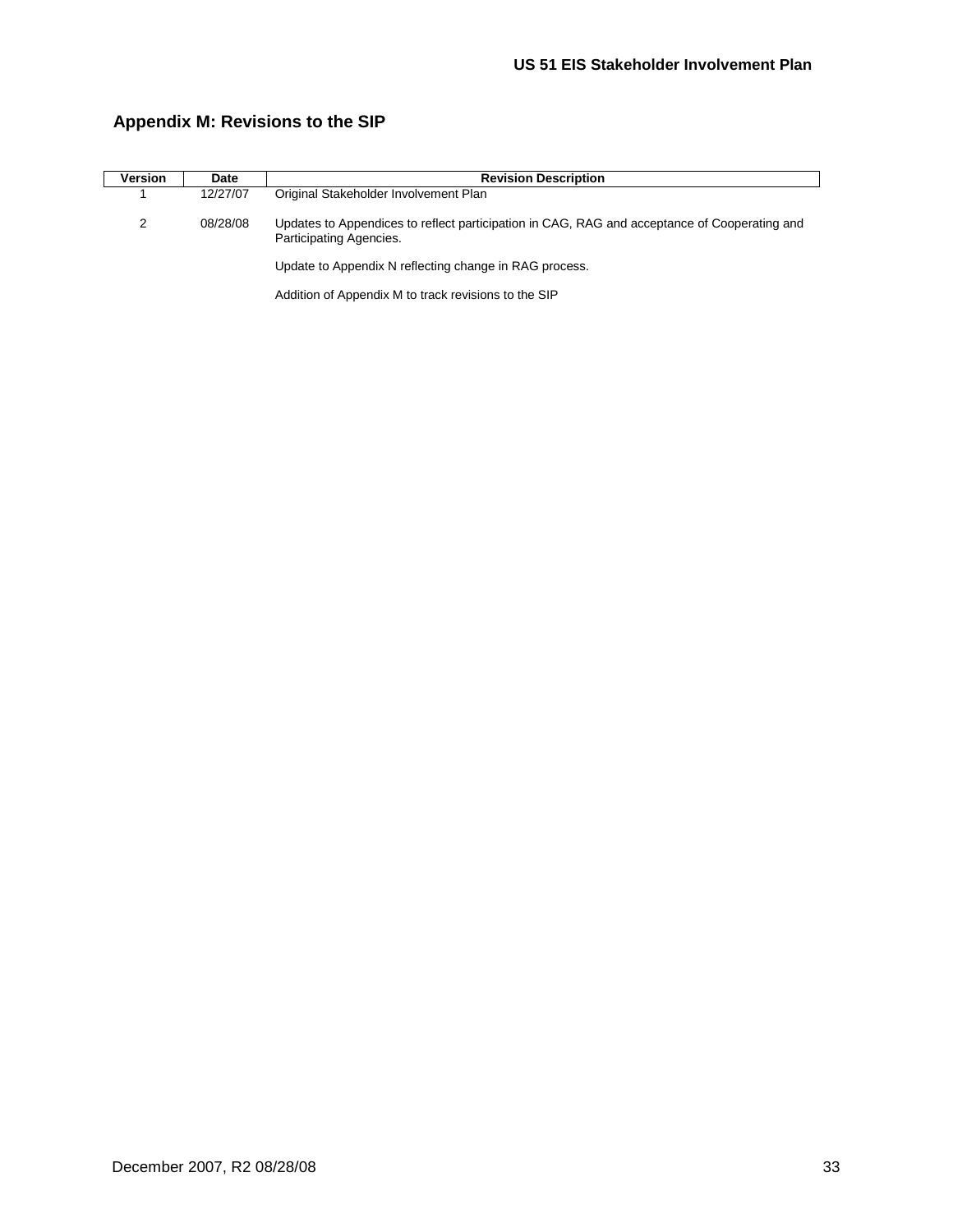## Appendix M: Revisions to the SIP

| Version | Date | Revision Description |
|---|---|---|
| 1 | 12/27/07 | Original Stakeholder Involvement Plan |
| 2 | 08/28/08 | Updates to Appendices to reflect participation in CAG, RAG and acceptance of Cooperating and Participating Agencies.<br><br>Update to Appendix N reflecting change in RAG process.<br><br>Addition of Appendix M to track revisions to the SIP |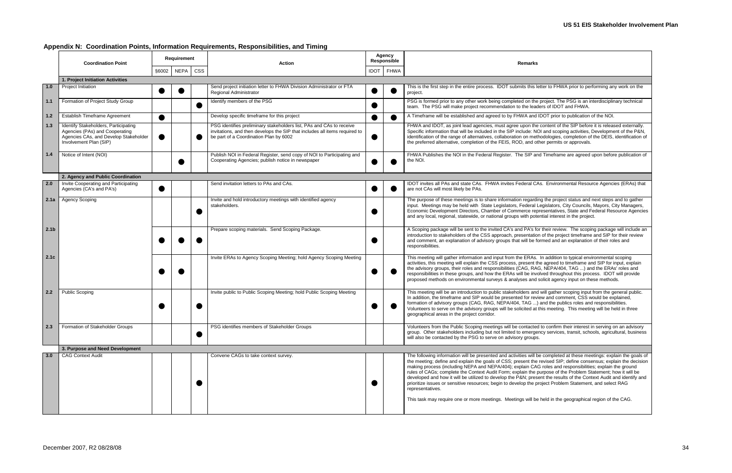## Appendix N: Coordination Points, Information Requirements, Responsibilities, and Timing

| | Coordination Point | Requirement | | | Action | Agency Responsible | | Remarks |
|---|---|---|---|---|---|---|---|---|
| | | §6002 | NEPA | CSS | | IDOT | FHWA | |
| | **1. Project Initiation Activities** | | | | | | | |
| 1.0 | Project Initiation | ● | ● | | Send project initiation letter to FHWA Division Administrator or FTA Regional Administrator | ● | ● | This is the first step in the entire process. IDOT submits this letter to FHWA prior to performing any work on the project. |
| 1.1 | Formation of Project Study Group | | | ● | Identify members of the PSG | ● | | PSG is formed prior to any other work being completed on the project. The PSG is an interdisciplinary technical team. The PSG will make project recommendation to the leaders of IDOT and FHWA. |
| 1.2 | Establish Timeframe Agreement | ● | | | Develop specific timeframe for this project | ● | ● | A Timeframe will be established and agreed to by FHWA and IDOT prior to publication of the NOI. |
| 1.3 | Identify Stakeholders, Participating Agencies (PAs) and Cooperating Agencies CAs, and Develop Stakeholder Involvement Plan (SIP) | ● | | ● | PSG identifies preliminary stakeholders list, PAs and CAs to receive invitations, and then develops the SIP that includes all items required to be part of a Coordination Plan by 6002 | ● | | FHWA and IDOT, as joint lead agencies, must agree upon the content of the SIP before it is released externally. Specific information that will be included in the SIP include: NOI and scoping activities, Development of the P&N, identification of the range of alternatives, collaboration on methodologies, completion of the DEIS, identification of the preferred alternative, completion of the FEIS, ROD, and other permits or approvals. |
| 1.4 | Notice of Intent (NOI) | | ● | | Publish NOI in Federal Register, send copy of NOI to Participating and Cooperating Agencies; publish notice in newspaper | ● | ● | FHWA Publishes the NOI in the Federal Register. The SIP and Timeframe are agreed upon before publication of the NOI. |
| | **2. Agency and Public Coordination** | | | | | | | |
| 2.0 | Invite Cooperating and Participating Agencies (CA's and PA's) | ● | | | Send invitation letters to PAs and CAs. | ● | ● | IDOT invites all PAs and state CAs. FHWA invites Federal CAs. Environmental Resource Agencies (ERAs) that are not CAs will most likely be PAs. |
| 2.1a | Agency Scoping | | | ● | Invite and hold introductory meetings with identified agency stakeholders. | ● | | The purpose of these meetings is to share information regarding the project status and next steps and to gather input. Meetings may be held with State Legislators, Federal Legislators, City Councils, Mayors, City Managers, Economic Development Directors, Chamber of Commerce representatives, State and Federal Resource Agencies and any local, regional, statewide, or national groups with potential interest in the project. |
| 2.1b | | ● | ● | ● | Prepare scoping materials. Send Scoping Package. | ● | | A Scoping package will be sent to the invited CA's and PA's for their review. The scoping package will include an introduction to stakeholders of the CSS approach, presentation of the project timeframe and SIP for their review and comment, an explanation of advisory groups that will be formed and an explanation of their roles and responsibilities. |
| 2.1c | | ● | ● | | Invite ERAs to Agency Scoping Meeting; hold Agency Scoping Meeting | ● | ● | This meeting will gather information and input from the ERAs. In addition to typical environmental scoping activities, this meeting will explain the CSS process, present the agreed to timeframe and SIP for input, explain the advisory groups, their roles and responsibilities (CAG, RAG, NEPA/404, TAG ...) and the ERAs' roles and responsibilities in these groups, and how the ERAs will be involved throughout this process. IDOT will provide proposed methods on environmental surveys & analyses and solicit agency input on these methods. |
| 2.2 | Public Scoping | ● | | ● | Invite public to Public Scoping Meeting; hold Public Scoping Meeting | ● | ● | This meeting will be an introduction to public stakeholders and will gather scoping input from the general public. In addition, the timeframe and SIP would be presented for review and comment, CSS would be explained, formation of advisory groups (CAG, RAG, NEPA/404, TAG ...) and the publics roles and responsibilities. Volunteers to serve on the advisory groups will be solicited at this meeting. This meeting will be held in three geographical areas in the project corridor. |
| 2.3 | Formation of Stakeholder Groups | | | ● | PSG identifies members of Stakeholder Groups | | | Volunteers from the Public Scoping meetings will be contacted to confirm their interest in serving on an advisory group. Other stakeholders including but not limited to emergency services, transit, schools, agricultural, business will also be contacted by the PSG to serve on advisory groups. |
| | **3. Purpose and Need Development** | | | | | | | |
| 3.0 | CAG Context Audit | | | ● | Convene CAGs to take context survey. | ● | | The following information will be presented and activities will be completed at these meetings: explain the goals of the meeting; define and explain the goals of CSS; present the revised SIP; define consensus; explain the decision making process (including NEPA and NEPA/404); explain CAG roles and responsibilities; explain the ground rules of CAGs; complete the Context Audit Form; explain the purpose of the Problem Statement; how it will be developed and how it will be utilized to develop the P&N; present the results of the Context Audit and identify and prioritize issues or sensitive resources; begin to develop the project Problem Statement, and select RAG representatives.<br><br>This task may require one or more meetings. Meetings will be held in the geographical region of the CAG. |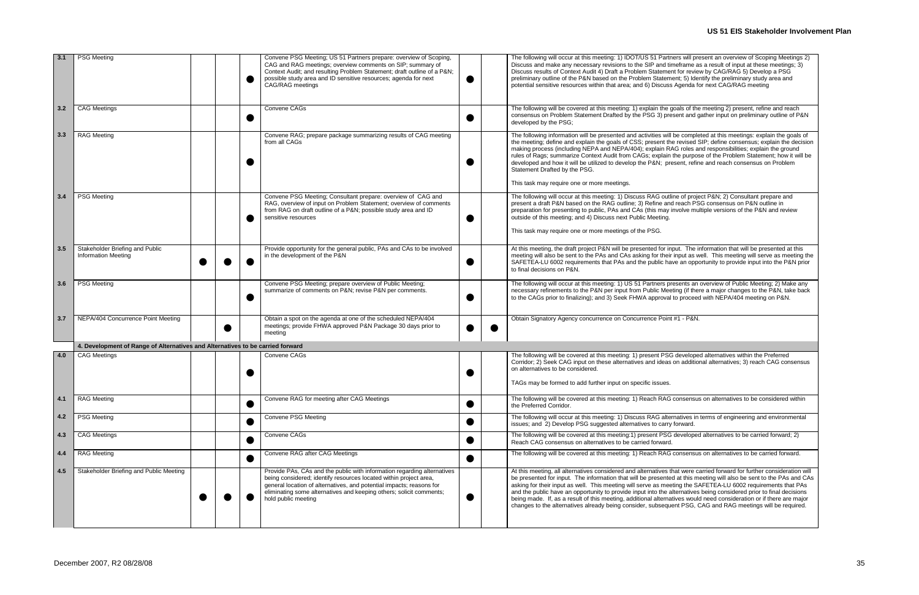| | | | | | | | | |
|---|---|---|---|---|---|---|---|---|
| 3.1 | PSG Meeting | | | ● | Convene PSG Meeting; US 51 Partners prepare: overview of Scoping, CAG and RAG meetings; overview comments on SIP; summary of Context Audit; and resulting Problem Statement; draft outline of a P&N; possible study area and ID sensitive resources; agenda for next CAG/RAG meetings | ● | | The following will occur at this meeting: 1) IDOT/US 51 Partners will present an overview of Scoping Meetings 2) Discuss and make any necessary revisions to the SIP and timeframe as a result of input at these meetings; 3) Discuss results of Context Audit 4) Draft a Problem Statement for review by CAG/RAG 5) Develop a PSG preliminary outline of the P&N based on the Problem Statement; 5) Identify the preliminary study area and potential sensitive resources within that area; and 6) Discuss Agenda for next CAG/RAG meeting |
| 3.2 | CAG Meetings | | | ● | Convene CAGs | ● | | The following will be covered at this meeting: 1) explain the goals of the meeting 2) present, refine and reach consensus on Problem Statement Drafted by the PSG 3) present and gather input on preliminary outline of P&N developed by the PSG; |
| 3.3 | RAG Meeting | | | ● | Convene RAG; prepare package summarizing results of CAG meeting from all CAGs | ● | | The following information will be presented and activities will be completed at this meetings: explain the goals of the meeting; define and explain the goals of CSS; present the revised SIP; define consensus; explain the decision making process (including NEPA and NEPA/404); explain RAG roles and responsibilities; explain the ground rules of Rags; summarize Context Audit from CAGs; explain the purpose of the Problem Statement; how it will be developed and how it will be utilized to develop the P&N; present, refine and reach consensus on Problem Statement Drafted by the PSG.<br><br>This task may require one or more meetings. |
| 3.4 | PSG Meeting | | | ● | Convene PSG Meeting; Consultant prepare: overview of CAG and RAG, overview of input on Problem Statement; overview of comments from RAG on draft outline of a P&N; possible study area and ID sensitive resources | ● | | The following will occur at this meeting: 1) Discuss RAG outline of project P&N; 2) Consultant prepare and present a draft P&N based on the RAG outline; 3) Refine and reach PSG consensus on P&N outline in preparation for presenting to public, PAs and CAs (this may involve multiple versions of the P&N and review outside of this meeting; and 4) Discuss next Public Meeting.<br><br>This task may require one or more meetings of the PSG. |
| 3.5 | Stakeholder Briefing and Public Information Meeting | ● | ● | ● | Provide opportunity for the general public, PAs and CAs to be involved in the development of the P&N | ● | | At this meeting, the draft project P&N will be presented for input. The information that will be presented at this meeting will also be sent to the PAs and CAs asking for their input as well. This meeting will serve as meeting the SAFETEA-LU 6002 requirements that PAs and the public have an opportunity to provide input into the P&N prior to final decisions on P&N. |
| 3.6 | PSG Meeting | | | ● | Convene PSG Meeting; prepare overview of Public Meeting; summarize of comments on P&N; revise P&N per comments. | ● | | The following will occur at this meeting: 1) US 51 Partners presents an overview of Public Meeting; 2) Make any necessary refinements to the P&N per input from Public Meeting (if there a major changes to the P&N, take back to the CAGs prior to finalizing); and 3) Seek FHWA approval to proceed with NEPA/404 meeting on P&N. |
| 3.7 | NEPA/404 Concurrence Point Meeting | | ● | | Obtain a spot on the agenda at one of the scheduled NEPA/404 meetings; provide FHWA approved P&N Package 30 days prior to meeting | ● | ● | Obtain Signatory Agency concurrence on Concurrence Point #1 - P&N. |
| | **4. Development of Range of Alternatives and Alternatives to be carried forward** | | | | | | | |
| 4.0 | CAG Meetings | | | ● | Convene CAGs | ● | | The following will be covered at this meeting: 1) present PSG developed alternatives within the Preferred Corridor; 2) Seek CAG input on these alternatives and ideas on additional alternatives; 3) reach CAG consensus on alternatives to be considered.<br><br>TAGs may be formed to add further input on specific issues. |
| 4.1 | RAG Meeting | | | ● | Convene RAG for meeting after CAG Meetings | ● | | The following will be covered at this meeting: 1) Reach RAG consensus on alternatives to be considered within the Preferred Corridor. |
| 4.2 | PSG Meeting | | | ● | Convene PSG Meeting | ● | | The following will occur at this meeting: 1) Discuss RAG alternatives in terms of engineering and environmental issues; and 2) Develop PSG suggested alternatives to carry forward. |
| 4.3 | CAG Meetings | | | ● | Convene CAGs | ● | | The following will be covered at this meeting:1) present PSG developed alternatives to be carried forward; 2) Reach CAG consensus on alternatives to be carried forward. |
| 4.4 | RAG Meeting | | | ● | Convene RAG after CAG Meetings | ● | | The following will be covered at this meeting: 1) Reach RAG consensus on alternatives to be carried forward. |
| 4.5 | Stakeholder Briefing and Public Meeting | ● | ● | ● | Provide PAs, CAs and the public with information regarding alternatives being considered; identify resources located within project area, general location of alternatives, and potential impacts; reasons for eliminating some alternatives and keeping others; solicit comments; hold public meeting | ● | | At this meeting, all alternatives considered and alternatives that were carried forward for further consideration will be presented for input. The information that will be presented at this meeting will also be sent to the PAs and CAs asking for their input as well. This meeting will serve as meeting the SAFETEA-LU 6002 requirements that PAs and the public have an opportunity to provide input into the alternatives being considered prior to final decisions being made. If, as a result of this meeting, additional alternatives would need consideration or if there are major changes to the alternatives already being consider, subsequent PSG, CAG and RAG meetings will be required. |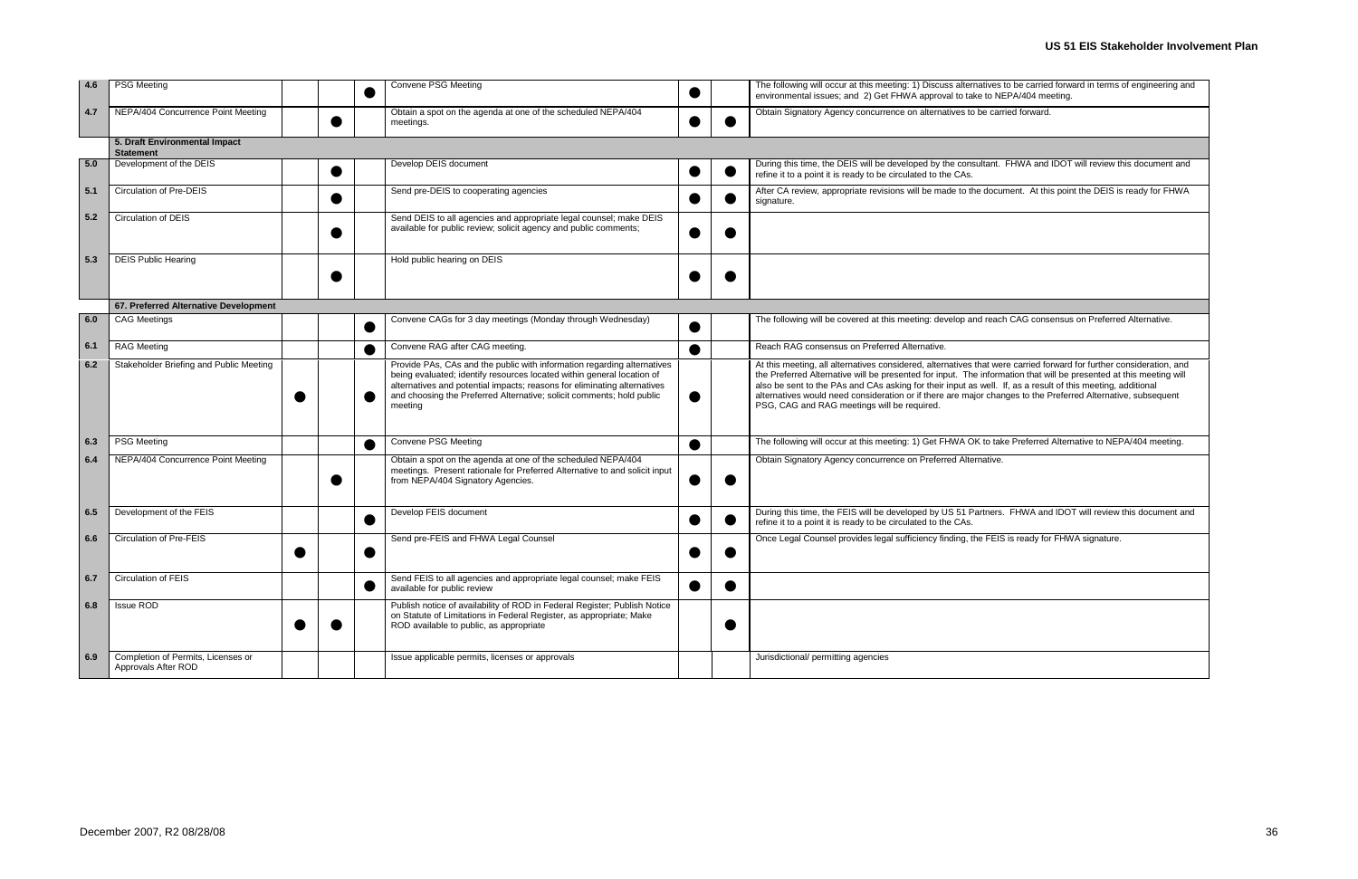| | | | | | | | | |
|---|---|---|---|---|---|---|---|---|
| 4.6 | PSG Meeting | | | ● | Convene PSG Meeting | ● | | The following will occur at this meeting: 1) Discuss alternatives to be carried forward in terms of engineering and environmental issues; and 2) Get FHWA approval to take to NEPA/404 meeting. |
| 4.7 | NEPA/404 Concurrence Point Meeting | | ● | | Obtain a spot on the agenda at one of the scheduled NEPA/404 meetings. | ● | ● | Obtain Signatory Agency concurrence on alternatives to be carried forward. |
| | **5. Draft Environmental Impact Statement** | | | | | | | |
| 5.0 | Development of the DEIS | | ● | | Develop DEIS document | ● | ● | During this time, the DEIS will be developed by the consultant. FHWA and IDOT will review this document and refine it to a point it is ready to be circulated to the CAs. |
| 5.1 | Circulation of Pre-DEIS | | ● | | Send pre-DEIS to cooperating agencies | ● | ● | After CA review, appropriate revisions will be made to the document. At this point the DEIS is ready for FHWA signature. |
| 5.2 | Circulation of DEIS | | ● | | Send DEIS to all agencies and appropriate legal counsel; make DEIS available for public review; solicit agency and public comments; | ● | ● | |
| 5.3 | DEIS Public Hearing | | ● | | Hold public hearing on DEIS | ● | ● | |
| | **67. Preferred Alternative Development** | | | | | | | |
| 6.0 | CAG Meetings | | | ● | Convene CAGs for 3 day meetings (Monday through Wednesday) | ● | | The following will be covered at this meeting: develop and reach CAG consensus on Preferred Alternative. |
| 6.1 | RAG Meeting | | | ● | Convene RAG after CAG meeting. | ● | | Reach RAG consensus on Preferred Alternative. |
| 6.2 | Stakeholder Briefing and Public Meeting | ● | | ● | Provide PAs, CAs and the public with information regarding alternatives being evaluated; identify resources located within general location of alternatives and potential impacts; reasons for eliminating alternatives and choosing the Preferred Alternative; solicit comments; hold public meeting | ● | | At this meeting, all alternatives considered, alternatives that were carried forward for further consideration, and the Preferred Alternative will be presented for input. The information that will be presented at this meeting will also be sent to the PAs and CAs asking for their input as well. If, as a result of this meeting, additional alternatives would need consideration or if there are major changes to the Preferred Alternative, subsequent PSG, CAG and RAG meetings will be required. |
| 6.3 | PSG Meeting | | | ● | Convene PSG Meeting | ● | | The following will occur at this meeting: 1) Get FHWA OK to take Preferred Alternative to NEPA/404 meeting. |
| 6.4 | NEPA/404 Concurrence Point Meeting | | ● | | Obtain a spot on the agenda at one of the scheduled NEPA/404 meetings. Present rationale for Preferred Alternative to and solicit input from NEPA/404 Signatory Agencies. | ● | ● | Obtain Signatory Agency concurrence on Preferred Alternative. |
| 6.5 | Development of the FEIS | | | ● | Develop FEIS document | ● | ● | During this time, the FEIS will be developed by US 51 Partners. FHWA and IDOT will review this document and refine it to a point it is ready to be circulated to the CAs. |
| 6.6 | Circulation of Pre-FEIS | ● | | ● | Send pre-FEIS and FHWA Legal Counsel | ● | ● | Once Legal Counsel provides legal sufficiency finding, the FEIS is ready for FHWA signature. |
| 6.7 | Circulation of FEIS | | | ● | Send FEIS to all agencies and appropriate legal counsel; make FEIS available for public review | ● | ● | |
| 6.8 | Issue ROD | ● | ● | | Publish notice of availability of ROD in Federal Register; Publish Notice on Statute of Limitations in Federal Register, as appropriate; Make ROD available to public, as appropriate | | ● | |
| 6.9 | Completion of Permits, Licenses or Approvals After ROD | | | | Issue applicable permits, licenses or approvals | | | Jurisdictional/ permitting agencies |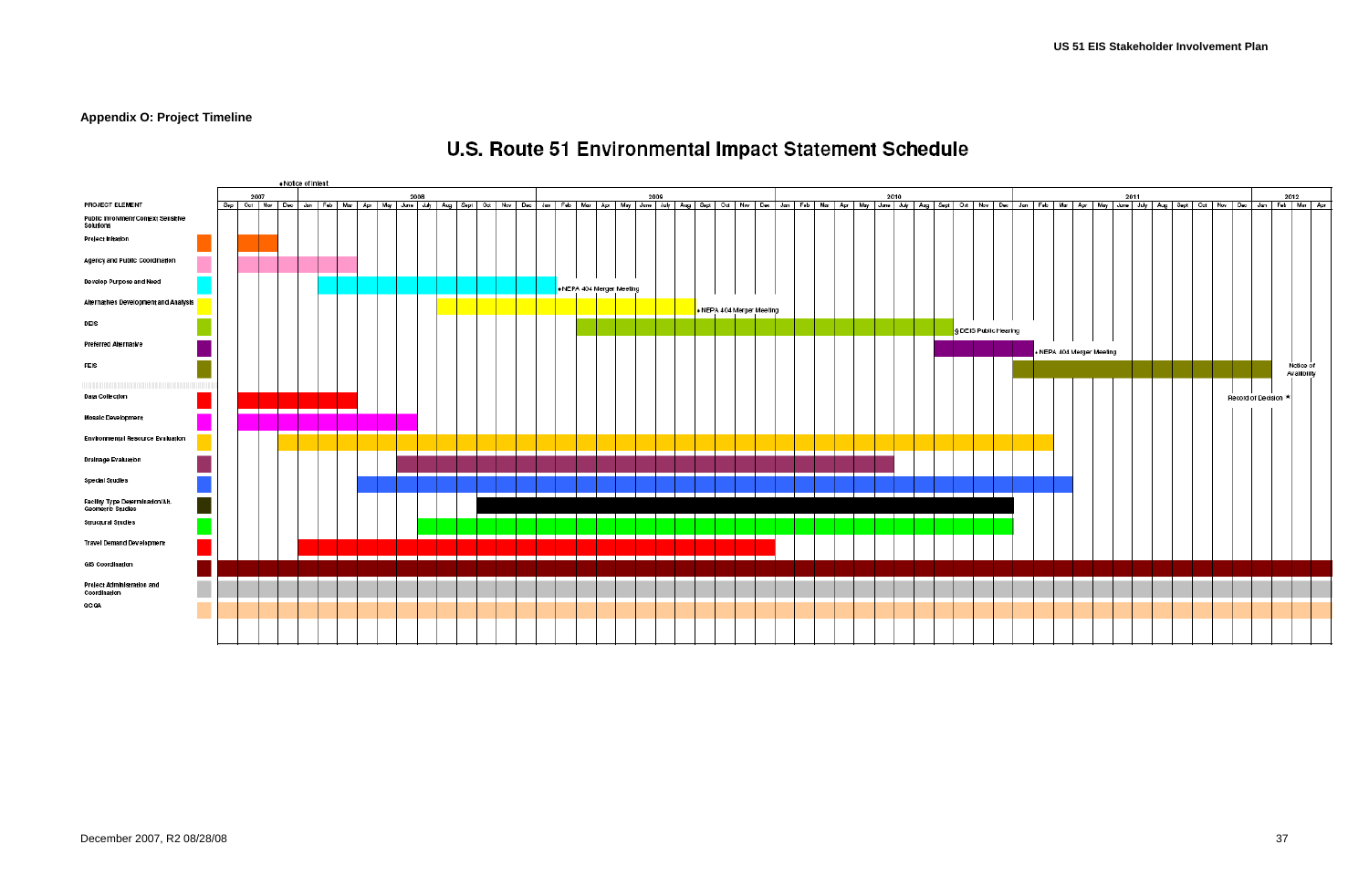**Appendix O: Project Timeline**

# U.S. Route 51 Environmental Impact Statement Schedule

| PROJECT ELEMENT | Start | End |
|---|---|---|
| Public Involvement/Context Sensitive Solutions | | |
| Project Initiation | Oct 2007 | Nov 2007 |
| Agency and Public Coordination | Oct 2007 | Mar 2008 |
| Develop Purpose and Need | Feb 2008 | Jan 2009 |
| Alternatives Development and Analysis | Aug 2008 | Aug 2009 |
| DEIS | Mar 2009 | Sept 2010 |
| Preferred Alternative | Sept 2010 | Jan 2011 |
| FEIS | Jan 2011 | Jan 2012 |
| Data Collection | Oct 2007 | Mar 2008 |
| Mosaic Development | Oct 2007 | June 2008 |
| Environmental Resource Evaluation | Dec 2007 | Feb 2011 |
| Drainage Evaluation | May 2008 | May 2010 |
| Special Studies | Apr 2008 | Mar 2011 |
| Facility Type Determination/Alt. Geometric Studies | Oct 2008 | Dec 2010 |
| Structural Studies | July 2008 | Dec 2010 |
| Travel Demand Development | Jan 2008 | Dec 2009 |
| GIS Coordination | Sep 2007 | Apr 2012 |
| Project Administration and Coordination | Sep 2007 | Apr 2012 |
| QC/QA | Sep 2007 | Apr 2012 |

Milestones:

- Notice of Intent (Jan 2008)
- NEPA 404 Merger Meeting (Feb 2009)
- NEPA 404 Merger Meeting (Sept 2009)
- DEIS Public Hearing (Oct 2010)
- NEPA 404 Merger Meeting (Feb 2011)
- Notice of Availability (Feb 2012)
- Record of Decision ★ (Jan 2012)

December 2007, R2 08/28/08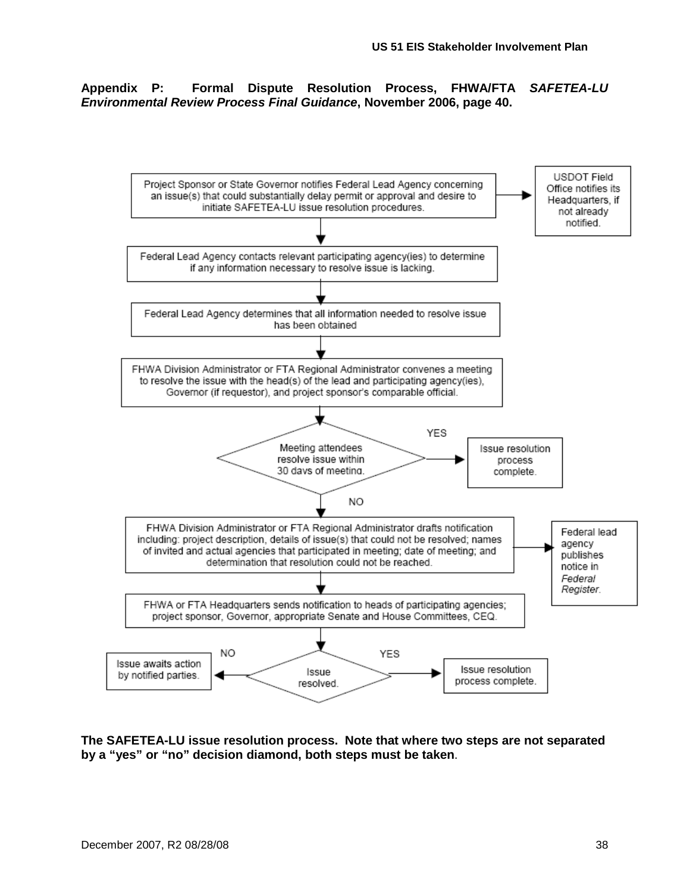**Appendix P: Formal Dispute Resolution Process, FHWA/FTA *SAFETEA-LU Environmental Review Process Final Guidance*, November 2006, page 40.**

Project Sponsor or State Governor notifies Federal Lead Agency concerning an issue(s) that could substantially delay permit or approval and desire to initiate SAFETEA-LU issue resolution procedures.

USDOT Field Office notifies its Headquarters, if not already notified.

Federal Lead Agency contacts relevant participating agency(ies) to determine if any information necessary to resolve issue is lacking.

Federal Lead Agency determines that all information needed to resolve issue has been obtained

FHWA Division Administrator or FTA Regional Administrator convenes a meeting to resolve the issue with the head(s) of the lead and participating agency(ies), Governor (if requestor), and project sponsor's comparable official.

Meeting attendees resolve issue within 30 days of meeting.

YES

Issue resolution process complete.

NO

FHWA Division Administrator or FTA Regional Administrator drafts notification including: project description, details of issue(s) that could not be resolved; names of invited and actual agencies that participated in meeting; date of meeting; and determination that resolution could not be reached.

Federal lead agency publishes notice in *Federal Register*.

FHWA or FTA Headquarters sends notification to heads of participating agencies; project sponsor, Governor, appropriate Senate and House Committees, CEQ.

Issue resolved.

NO

Issue awaits action by notified parties.

YES

Issue resolution process complete.

**The SAFETEA-LU issue resolution process. Note that where two steps are not separated by a "yes" or "no" decision diamond, both steps must be taken.**